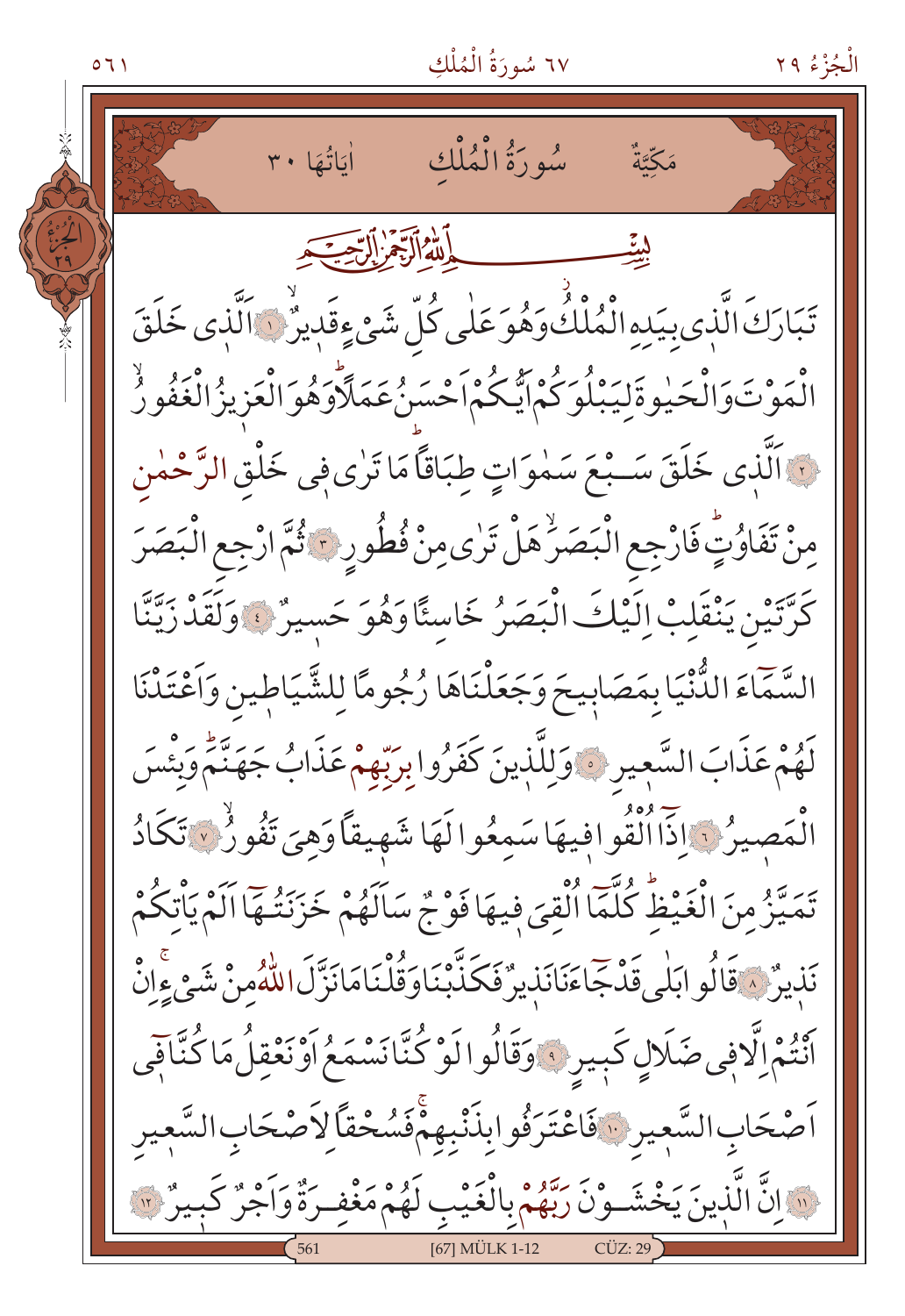مَكِّيَّةٌ سُورَةُ الْمُلْكِ اٰيَاتُهَا ٣٠

بِسْمِ اللّٰهِ الرَّحْمٰنِ الرَّح۪يمِ

تَبَارَكَ الَّذ۪ي بِيَدِهِ الْمُلْكُۘ وَهُوَ عَلٰى كُلِّ شَيْءٍ قَد۪يرٌۙ ﴿١﴾ اَلَّذ۪ي خَلَقَ الْمَوْتَ وَالْحَيٰوةَ لِيَبْلُوَكُمْ اَيُّكُمْ اَحْسَنُ عَمَلاًۜ وَهُوَ الْعَز۪يزُ الْغَفُورُۙ ﴿٢﴾ اَلَّذ۪ي خَلَقَ سَبْعَ سَمٰوَاتٍ طِبَاقاًۜ مَا تَرٰى ف۪ي خَلْقِ الرَّحْمٰنِ مِنْ تَفَاوُتٍۜ فَارْجِعِ الْبَصَرَۙ هَلْ تَرٰى مِنْ فُطُورٍ ﴿٣﴾ ثُمَّ ارْجِعِ الْبَصَرَ كَرَّتَيْنِ يَنْقَلِبْ اِلَيْكَ الْبَصَرُ خَاسِئاً وَهُوَ حَس۪يرٌ ﴿٤﴾ وَلَقَدْ زَيَّنَّا السَّمَٓاءَ الدُّنْيَا بِمَصَاب۪يحَ وَجَعَلْنَاهَا رُجُوماً لِلشَّيَاط۪ينِ وَاَعْتَدْنَا لَهُمْ عَذَابَ السَّع۪يرِ ﴿٥﴾ وَلِلَّذ۪ينَ كَفَرُوا بِرَبِّهِمْ عَذَابُ جَهَنَّمَۜ وَبِئْسَ الْمَص۪يرُ ﴿٦﴾ اِذَٓا اُلْقُوا ف۪يهَا سَمِعُوا لَهَا شَه۪يقاً وَهِيَ تَفُورُۙ ﴿٧﴾ تَكَادُ تَمَيَّزُ مِنَ الْغَيْظِۜ كُلَّمَٓا اُلْقِيَ ف۪يهَا فَوْجٌ سَاَلَهُمْ خَزَنَتُهَٓا اَلَمْ يَاْتِكُمْ نَذ۪يرٌ ﴿٨﴾ قَالُوا بَلٰى قَدْ جَٓاءَنَا نَذ۪يرٌ فَكَذَّبْنَا وَقُلْنَا مَا نَزَّلَ اللّٰهُ مِنْ شَيْءٍۚ اِنْ اَنْتُمْ اِلَّا ف۪ي ضَلَالٍ كَب۪يرٍ ﴿٩﴾ وَقَالُوا لَوْ كُنَّا نَسْمَعُ اَوْ نَعْقِلُ مَا كُنَّا ف۪ٓي اَصْحَابِ السَّع۪يرِ ﴿١٠﴾ فَاعْتَرَفُوا بِذَنْبِهِمْۚ فَسُحْقاً لِاَصْحَابِ السَّع۪يرِ ﴿١١﴾ اِنَّ الَّذ۪ينَ يَخْشَوْنَ رَبَّهُمْ بِالْغَيْبِ لَهُمْ مَغْفِرَةٌ وَاَجْرٌ كَب۪يرٌ ﴿١٢﴾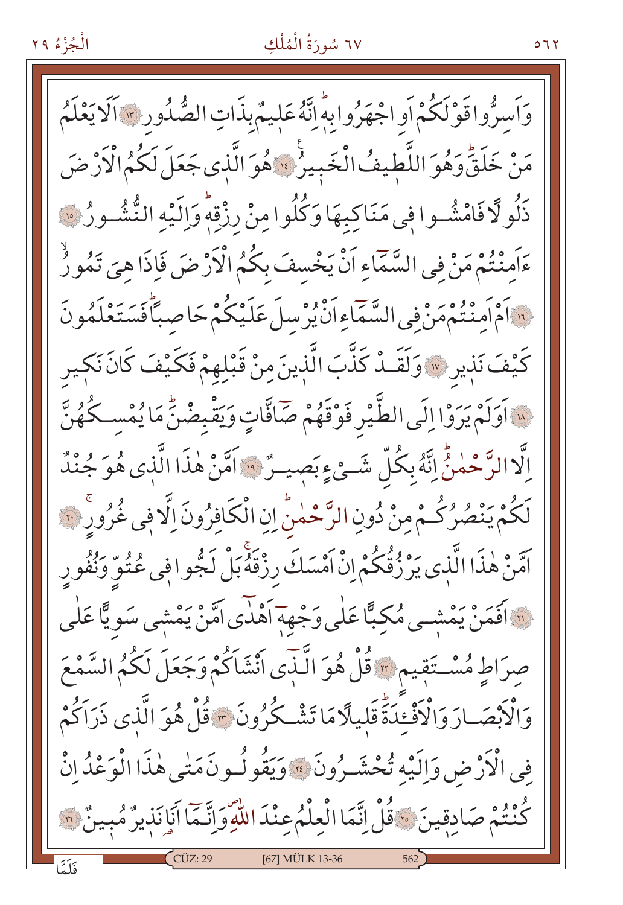وَاَسِرُّوا قَوْلَكُمْ اَوِ اجْهَرُوا بِهٖۜ اِنَّهُ عَلٖيمٌ بِذَاتِ الصُّدُورِ ﴿١٣﴾ اَلَا يَعْلَمُ مَنْ خَلَقَۜ وَهُوَ اللَّطٖيفُ الْخَبٖيرُ ﴿١٤﴾ هُوَ الَّذٖى جَعَلَ لَكُمُ الْاَرْضَ ذَلُولًا فَامْشُوا فٖى مَنَاكِبِهَا وَكُلُوا مِنْ رِزْقِهٖۜ وَاِلَيْهِ النُّشُورُ ﴿١٥﴾ ءَاَمِنْتُمْ مَنْ فِى السَّمَٓاءِ اَنْ يَخْسِفَ بِكُمُ الْاَرْضَ فَاِذَا هِىَ تَمُورُۙ ﴿١٦﴾ اَمْ اَمِنْتُمْ مَنْ فِى السَّمَٓاءِ اَنْ يُرْسِلَ عَلَيْكُمْ حَاصِبًاۜ فَسَتَعْلَمُونَ كَيْفَ نَذٖيرِ ﴿١٧﴾ وَلَقَدْ كَذَّبَ الَّذٖينَ مِنْ قَبْلِهِمْ فَكَيْفَ كَانَ نَكٖيرِ ﴿١٨﴾ اَوَلَمْ يَرَوْا اِلَى الطَّيْرِ فَوْقَهُمْ صَٓافَّاتٍ وَيَقْبِضْنَۜ مَا يُمْسِكُهُنَّ اِلَّا الرَّحْمٰنُۜ اِنَّهُ بِكُلِّ شَيْءٍ بَصٖيرٌ ﴿١٩﴾ اَمَّنْ هٰذَا الَّذٖى هُوَ جُنْدٌ لَكُمْ يَنْصُرُكُمْ مِنْ دُونِ الرَّحْمٰنِۜ اِنِ الْكَافِرُونَ اِلَّا فٖى غُرُورٍۚ ﴿٢٠﴾ اَمَّنْ هٰذَا الَّذٖى يَرْزُقُكُمْ اِنْ اَمْسَكَ رِزْقَهُۚ بَلْ لَجُّوا فٖى عُتُوٍّ وَنُفُورٍ ﴿٢١﴾ اَفَمَنْ يَمْشٖى مُكِبًّا عَلٰى وَجْهِهٖٓ اَهْدٰٓى اَمَّنْ يَمْشٖى سَوِيًّا عَلٰى صِرَاطٍ مُسْتَقٖيمٍ ﴿٢٢﴾ قُلْ هُوَ الَّذٖٓى اَنْشَاَكُمْ وَجَعَلَ لَكُمُ السَّمْعَ وَالْاَبْصَارَ وَالْاَفْـِٔدَةَۜ قَلٖيلًا مَا تَشْكُرُونَ ﴿٢٣﴾ قُلْ هُوَ الَّذٖى ذَرَاَكُمْ فِى الْاَرْضِ وَاِلَيْهِ تُحْشَرُونَ ﴿٢٤﴾ وَيَقُولُونَ مَتٰى هٰذَا الْوَعْدُ اِنْ كُنْتُمْ صَادِقٖينَ ﴿٢٥﴾ قُلْ اِنَّمَا الْعِلْمُ عِنْدَ اللّٰهِۖ وَاِنَّمَٓا اَنَا نَذٖيرٌ مُبٖينٌ ﴿٢٦﴾

فَلَمَّا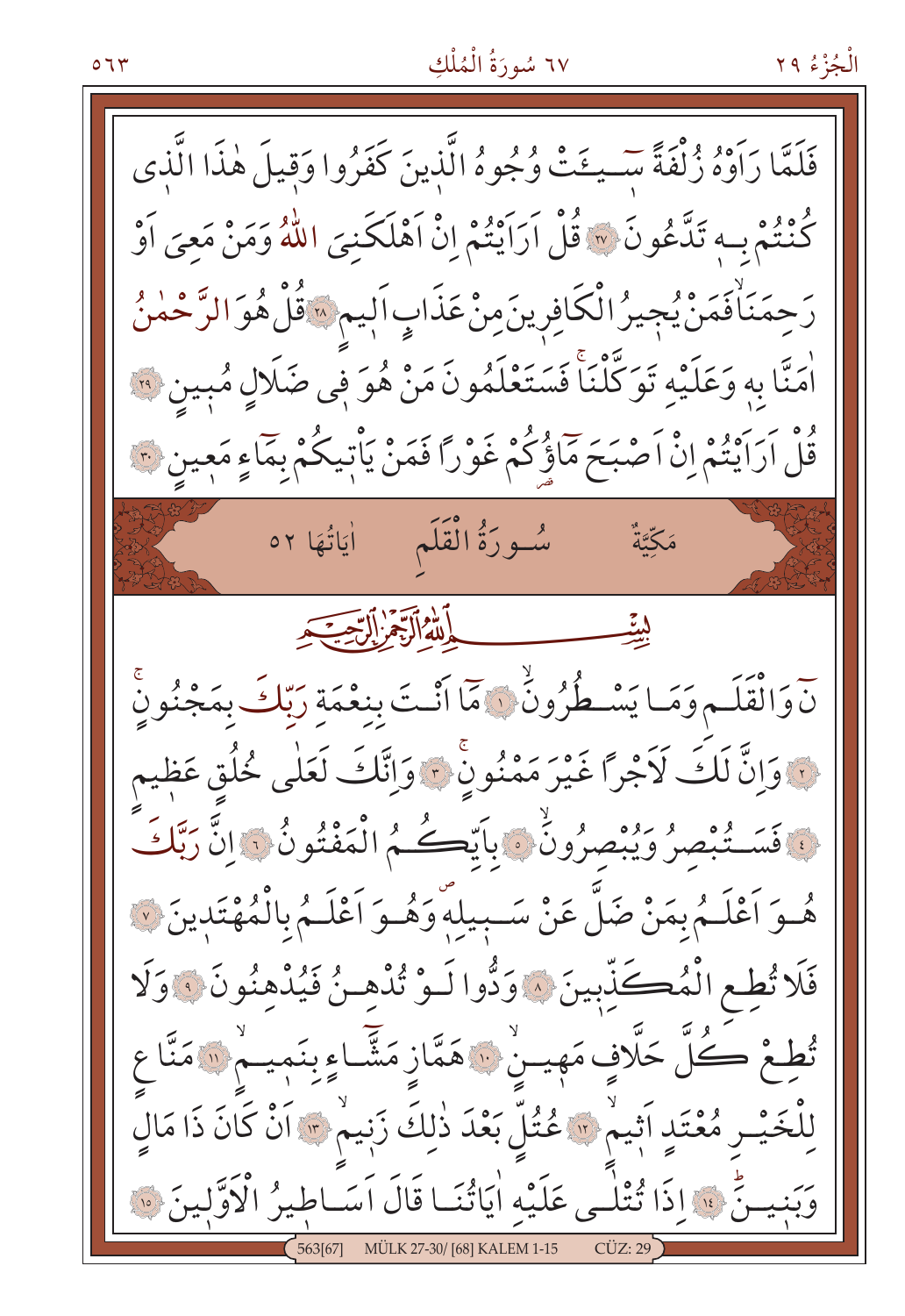فَلَمَّا رَاَوْهُ زُلْفَةً سٖٓيـَٔتْ وُجُوهُ الَّذٖينَ كَفَرُوا وَقٖيلَ هٰذَا الَّذٖى كُنْتُمْ بِهٖ تَدَّعُونَ ﴿٢٧﴾ قُلْ اَرَاَيْتُمْ اِنْ اَهْلَكَنِىَ اللّٰهُ وَمَنْ مَعِىَ اَوْ رَحِمَنَاۙ فَمَنْ يُجٖيرُ الْكَافِرٖينَ مِنْ عَذَابٍ اَلٖيمٍ ﴿٢٨﴾ قُلْ هُوَ الرَّحْمٰنُ اٰمَنَّا بِهٖ وَعَلَيْهِ تَوَكَّلْنَاۚ فَسَتَعْلَمُونَ مَنْ هُوَ فٖى ضَلَالٍ مُبٖينٍ ﴿٢٩﴾ قُلْ اَرَاَيْتُمْ اِنْ اَصْبَحَ مَٓاؤُكُمْ غَوْرًا فَمَنْ يَاْتٖيكُمْ بِمَٓاءٍ مَعٖينٍ ﴿٣٠﴾

## مَكِّيَّةٌ سُورَةُ الْقَلَمِ اٰيَاتُهَا ٥٢

بِسْمِ اللّٰهِ الرَّحْمٰنِ الرَّحٖيمِ

نٓ وَالْقَلَمِ وَمَا يَسْطُرُونَۙ ﴿١﴾ مَٓا اَنْتَ بِنِعْمَةِ رَبِّكَ بِمَجْنُونٍۚ ﴿٢﴾ وَاِنَّ لَكَ لَاَجْرًا غَيْرَ مَمْنُونٍۚ ﴿٣﴾ وَاِنَّكَ لَعَلٰى خُلُقٍ عَظٖيمٍ ﴿٤﴾ فَسَتُبْصِرُ وَيُبْصِرُونَۙ ﴿٥﴾ بِاَيِّكُمُ الْمَفْتُونُ ﴿٦﴾ اِنَّ رَبَّكَ هُوَ اَعْلَمُ بِمَنْ ضَلَّ عَنْ سَبٖيلِهٖۖ وَهُوَ اَعْلَمُ بِالْمُهْتَدٖينَ ﴿٧﴾ فَلَا تُطِعِ الْمُكَذِّبٖينَ ﴿٨﴾ وَدُّوا لَوْ تُدْهِنُ فَيُدْهِنُونَ ﴿٩﴾ وَلَا تُطِعْ كُلَّ حَلَّافٍ مَهٖينٍۙ ﴿١٠﴾ هَمَّازٍ مَشَّٓاءٍ بِنَمٖيمٍۙ ﴿١١﴾ مَنَّاعٍ لِلْخَيْرِ مُعْتَدٍ اَثٖيمٍۙ ﴿١٢﴾ عُتُلٍّ بَعْدَ ذٰلِكَ زَنٖيمٍۙ ﴿١٣﴾ اَنْ كَانَ ذَا مَالٍ وَبَنٖينَۜ ﴿١٤﴾ اِذَا تُتْلٰى عَلَيْهِ اٰيَاتُنَا قَالَ اَسَاطٖيرُ الْاَوَّلٖينَ ﴿١٥﴾

563[67] MÜLK 27-30/ [68] KALEM 1-15 CÜZ: 29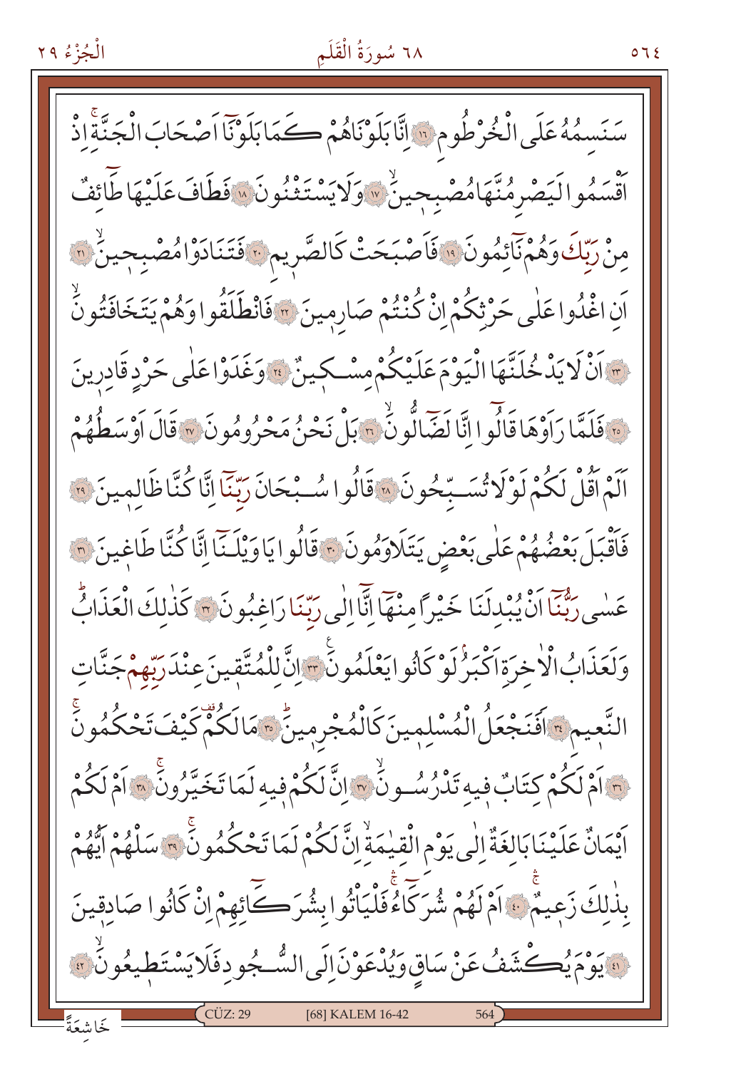سَنَسِمُهُ عَلَى الْخُرْطُومِ ﴿١٦﴾ اِنَّا بَلَوْنَاهُمْ كَمَا بَلَوْنَٓا اَصْحَابَ الْجَنَّةِۚ اِذْ اَقْسَمُوا لَيَصْرِمُنَّهَا مُصْبِحِينَۙ ﴿١٧﴾ وَلَا يَسْتَثْنُونَ ﴿١٨﴾ فَطَافَ عَلَيْهَا طَٓائِفٌ مِنْ رَبِّكَ وَهُمْ نَٓائِمُونَ ﴿١٩﴾ فَاَصْبَحَتْ كَالصَّر۪يمِ ﴿٢٠﴾ فَتَنَادَوْا مُصْبِح۪ينَۙ ﴿٢١﴾ اَنِ اغْدُوا عَلٰى حَرْثِكُمْ اِنْ كُنْتُمْ صَارِم۪ينَ ﴿٢٢﴾ فَانْطَلَقُوا وَهُمْ يَتَخَافَتُونَۙ ﴿٢٣﴾ اَنْ لَا يَدْخُلَنَّهَا الْيَوْمَ عَلَيْكُمْ مِسْك۪ينٌ ﴿٢٤﴾ وَغَدَوْا عَلٰى حَرْدٍ قَادِر۪ينَ ﴿٢٥﴾ فَلَمَّا رَاَوْهَا قَالُٓوا اِنَّا لَضَٓالُّونَۙ ﴿٢٦﴾ بَلْ نَحْنُ مَحْرُومُونَ ﴿٢٧﴾ قَالَ اَوْسَطُهُمْ اَلَمْ اَقُلْ لَكُمْ لَوْلَا تُسَبِّحُونَ ﴿٢٨﴾ قَالُوا سُبْحَانَ رَبِّنَٓا اِنَّا كُنَّا ظَالِم۪ينَ ﴿٢٩﴾ فَاَقْبَلَ بَعْضُهُمْ عَلٰى بَعْضٍ يَتَلَاوَمُونَ ﴿٣٠﴾ قَالُوا يَا وَيْلَنَٓا اِنَّا كُنَّا طَاغ۪ينَ ﴿٣١﴾ عَسٰى رَبُّنَٓا اَنْ يُبْدِلَنَا خَيْراً مِنْهَٓا اِنَّٓا اِلٰى رَبِّنَا رَاغِبُونَ ﴿٣٢﴾ كَذٰلِكَ الْعَذَابُۜ وَلَعَذَابُ الْاٰخِرَةِ اَكْبَرُۢ لَوْ كَانُوا يَعْلَمُونَࣖ ﴿٣٣﴾ اِنَّ لِلْمُتَّق۪ينَ عِنْدَ رَبِّهِمْ جَنَّاتِ النَّع۪يمِ ﴿٣٤﴾ اَفَنَجْعَلُ الْمُسْلِم۪ينَ كَالْمُجْرِم۪ينَۜ ﴿٣٥﴾ مَا لَكُمْ۠ كَيْفَ تَحْكُمُونَۚ ﴿٣٦﴾ اَمْ لَكُمْ كِتَابٌ ف۪يهِ تَدْرُسُونَۙ ﴿٣٧﴾ اِنَّ لَكُمْ ف۪يهِ لَمَا تَخَيَّرُونَۚ ﴿٣٨﴾ اَمْ لَكُمْ اَيْمَانٌ عَلَيْنَا بَالِغَةٌ اِلٰى يَوْمِ الْقِيٰمَةِۙ اِنَّ لَكُمْ لَمَا تَحْكُمُونَۚ ﴿٣٩﴾ سَلْهُمْ اَيُّهُمْ بِذٰلِكَ زَع۪يمٌۚ ﴿٤٠﴾ اَمْ لَهُمْ شُرَكَٓاءُۚ فَلْيَأْتُوا بِشُرَكَٓائِهِمْ اِنْ كَانُوا صَادِق۪ينَ ﴿٤١﴾ يَوْمَ يُكْشَفُ عَنْ سَاقٍ وَيُدْعَوْنَ اِلَى السُّجُودِ فَلَا يَسْتَط۪يعُونَۙ ﴿٤٢﴾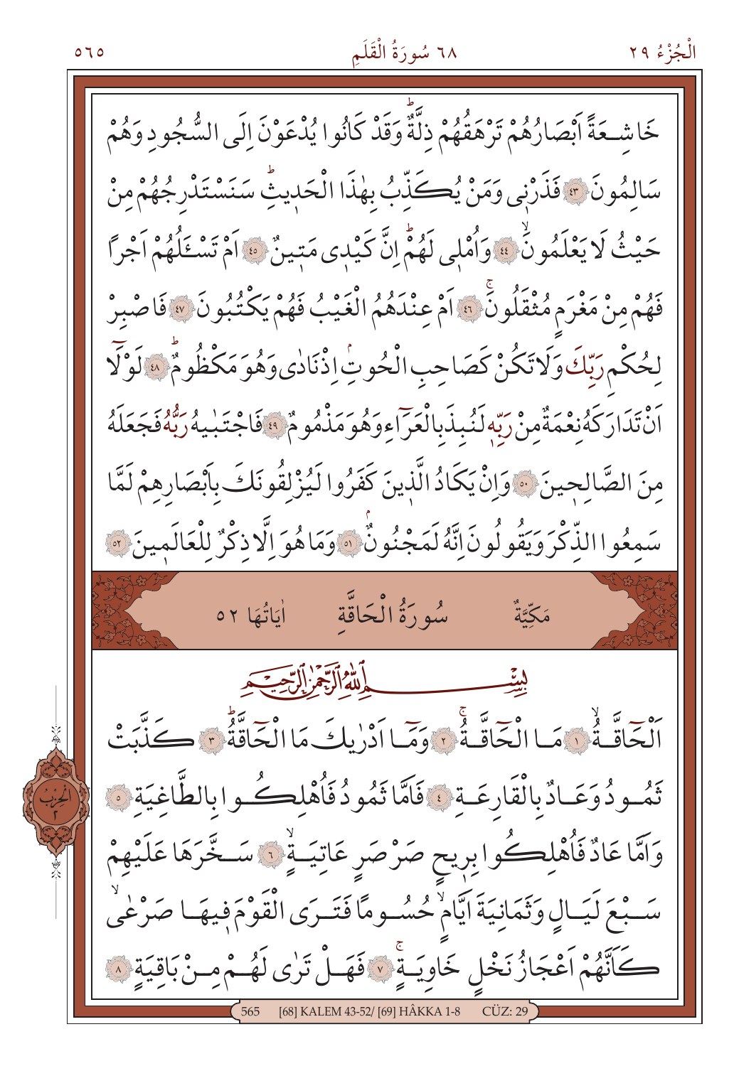خَاشِعَةً اَبْصَارُهُمْ تَرْهَقُهُمْ ذِلَّةٌ وَقَدْ كَانُوا يُدْعَوْنَ اِلَى السُّجُودِ وَهُمْ سَالِمُونَ ﴿٤٣﴾ فَذَرْنِي وَمَنْ يُكَذِّبُ بِهٰذَا الْحَدِيثِ سَنَسْتَدْرِجُهُمْ مِنْ حَيْثُ لَا يَعْلَمُونَ ﴿٤٤﴾ وَاُمْلِي لَهُمْ اِنَّ كَيْدِي مَتِينٌ ﴿٤٥﴾ اَمْ تَسْـَٔلُهُمْ اَجْرًا فَهُمْ مِنْ مَغْرَمٍ مُثْقَلُونَ ﴿٤٦﴾ اَمْ عِنْدَهُمُ الْغَيْبُ فَهُمْ يَكْتُبُونَ ﴿٤٧﴾ فَاصْبِرْ لِحُكْمِ رَبِّكَ وَلَا تَكُنْ كَصَاحِبِ الْحُوتِ اِذْ نَادٰى وَهُوَ مَكْظُومٌ ﴿٤٨﴾ لَوْلَا اَنْ تَدَارَكَهُ نِعْمَةٌ مِنْ رَبِّه لَنُبِذَ بِالْعَرَاۤءِ وَهُوَ مَذْمُومٌ ﴿٤٩﴾ فَاجْتَبٰيهُ رَبُّهُ فَجَعَلَهُ مِنَ الصَّالِحِينَ ﴿٥٠﴾ وَاِنْ يَكَادُ الَّذِينَ كَفَرُوا لَيُزْلِقُونَكَ بِاَبْصَارِهِمْ لَمَّا سَمِعُوا الذِّكْرَ وَيَقُولُونَ اِنَّهُ لَمَجْنُونٌ ﴿٥١﴾ وَمَا هُوَ اِلَّا ذِكْرٌ لِلْعَالَمِينَ ﴿٥٢﴾

## مَكِّيَّةٌ — سُورَةُ الْحَاقَّةِ — اٰيَاتُهَا ٥٢

بِسْمِ اللّٰهِ الرَّحْمٰنِ الرَّحِيمِ

اَلْحَاقَّةُ ﴿١﴾ مَا الْحَاقَّةُ ﴿٢﴾ وَمَا اَدْرٰيكَ مَا الْحَاقَّةُ ﴿٣﴾ كَذَّبَتْ ثَمُودُ وَعَادٌ بِالْقَارِعَةِ ﴿٤﴾ فَاَمَّا ثَمُودُ فَاُهْلِكُوا بِالطَّاغِيَةِ ﴿٥﴾ وَاَمَّا عَادٌ فَاُهْلِكُوا بِرِيحٍ صَرْصَرٍ عَاتِيَةٍ ﴿٦﴾ سَخَّرَهَا عَلَيْهِمْ سَبْعَ لَيَالٍ وَثَمَانِيَةَ اَيَّامٍ حُسُومًا فَتَرَى الْقَوْمَ فِيهَا صَرْعٰى كَاَنَّهُمْ اَعْجَازُ نَخْلٍ خَاوِيَةٍ ﴿٧﴾ فَهَلْ تَرٰى لَهُمْ مِنْ بَاقِيَةٍ ﴿٨﴾

[68] KALEM 43-52/ [69] HÂKKA 1-8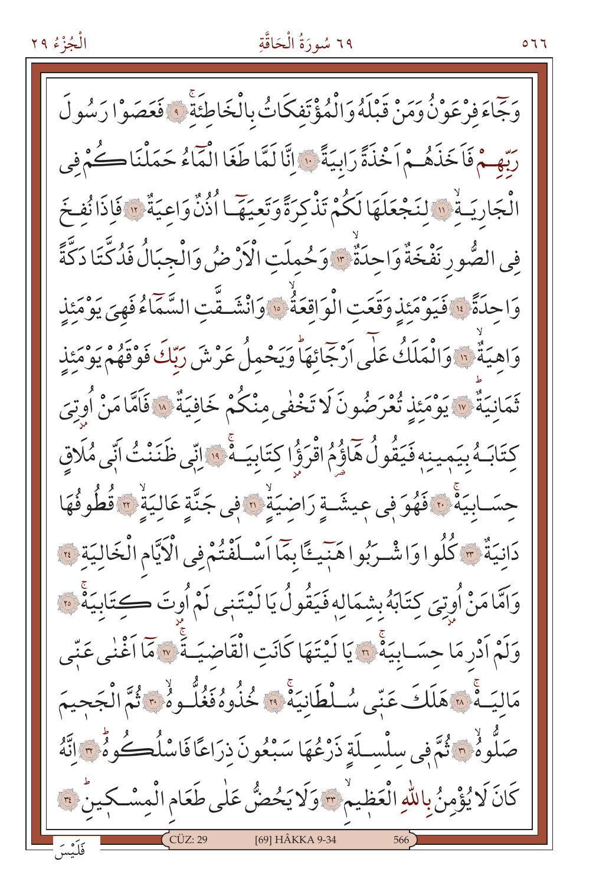وَجَٓاءَ فِرْعَوْنُ وَمَنْ قَبْلَهُ وَالْمُؤْتَفِكَاتُ بِالْخَاطِئَةِۚ ﴿٩﴾ فَعَصَوْا رَسُولَ رَبِّهِمْ فَاَخَذَهُمْ اَخْذَةً رَابِيَةً ﴿١٠﴾ اِنَّا لَمَّا طَغَا الْمَٓاءُ حَمَلْنَاكُمْ فِي الْجَارِيَةِۙ ﴿١١﴾ لِنَجْعَلَهَا لَكُمْ تَذْكِرَةً وَتَعِيَهَٓا اُذُنٌ وَاعِيَةٌ ﴿١٢﴾ فَاِذَا نُفِخَ فِي الصُّورِ نَفْخَةٌ وَاحِدَةٌۙ ﴿١٣﴾ وَحُمِلَتِ الْاَرْضُ وَالْجِبَالُ فَدُكَّتَا دَكَّةً وَاحِدَةًۙ ﴿١٤﴾ فَيَوْمَئِذٍ وَقَعَتِ الْوَاقِعَةُۙ ﴿١٥﴾ وَانْشَقَّتِ السَّمَٓاءُ فَهِيَ يَوْمَئِذٍ وَاهِيَةٌۙ ﴿١٦﴾ وَالْمَلَكُ عَلٰٓى اَرْجَٓائِهَاۜ وَيَحْمِلُ عَرْشَ رَبِّكَ فَوْقَهُمْ يَوْمَئِذٍ ثَمَانِيَةٌۜ ﴿١٧﴾ يَوْمَئِذٍ تُعْرَضُونَ لَا تَخْفٰى مِنْكُمْ خَافِيَةٌ ﴿١٨﴾ فَاَمَّا مَنْ اُوتِيَ كِتَابَهُ بِيَمِينِه۪ فَيَقُولُ هَٓاؤُ۬مُ اقْرَؤُ۫ا كِتَابِيَهْۚ ﴿١٩﴾ اِنّ۪ي ظَنَنْتُ اَنّ۪ي مُلَاقٍ حِسَابِيَهْۚ ﴿٢٠﴾ فَهُوَ ف۪ي ع۪يشَةٍ رَاضِيَةٍۙ ﴿٢١﴾ ف۪ي جَنَّةٍ عَالِيَةٍۙ ﴿٢٢﴾ قُطُوفُهَا دَانِيَةٌ ﴿٢٣﴾ كُلُوا وَاشْرَبُوا هَن۪ٓيئًا بِمَٓا اَسْلَفْتُمْ فِي الْاَيَّامِ الْخَالِيَةِ ﴿٢٤﴾ وَاَمَّا مَنْ اُوتِيَ كِتَابَهُ بِشِمَالِه۪ فَيَقُولُ يَا لَيْتَن۪ي لَمْ اُوتَ كِتَابِيَهْۚ ﴿٢٥﴾ وَلَمْ اَدْرِ مَا حِسَابِيَهْۚ ﴿٢٦﴾ يَا لَيْتَهَا كَانَتِ الْقَاضِيَةَۚ ﴿٢٧﴾ مَٓا اَغْنٰى عَنّ۪ي مَالِيَهْۚ ﴿٢٨﴾ هَلَكَ عَنّ۪ي سُلْطَانِيَهْۚ ﴿٢٩﴾ خُذُوهُ فَغُلُّوهُۙ ﴿٣٠﴾ ثُمَّ الْجَح۪يمَ صَلُّوهُۙ ﴿٣١﴾ ثُمَّ ف۪ي سِلْسِلَةٍ ذَرْعُهَا سَبْعُونَ ذِرَاعًا فَاسْلُكُوهُۜ ﴿٣٢﴾ اِنَّهُ كَانَ لَا يُؤْمِنُ بِاللّٰهِ الْعَظ۪يمِۙ ﴿٣٣﴾ وَلَا يَحُضُّ عَلٰى طَعَامِ الْمِسْك۪ينِۜ ﴿٣٤﴾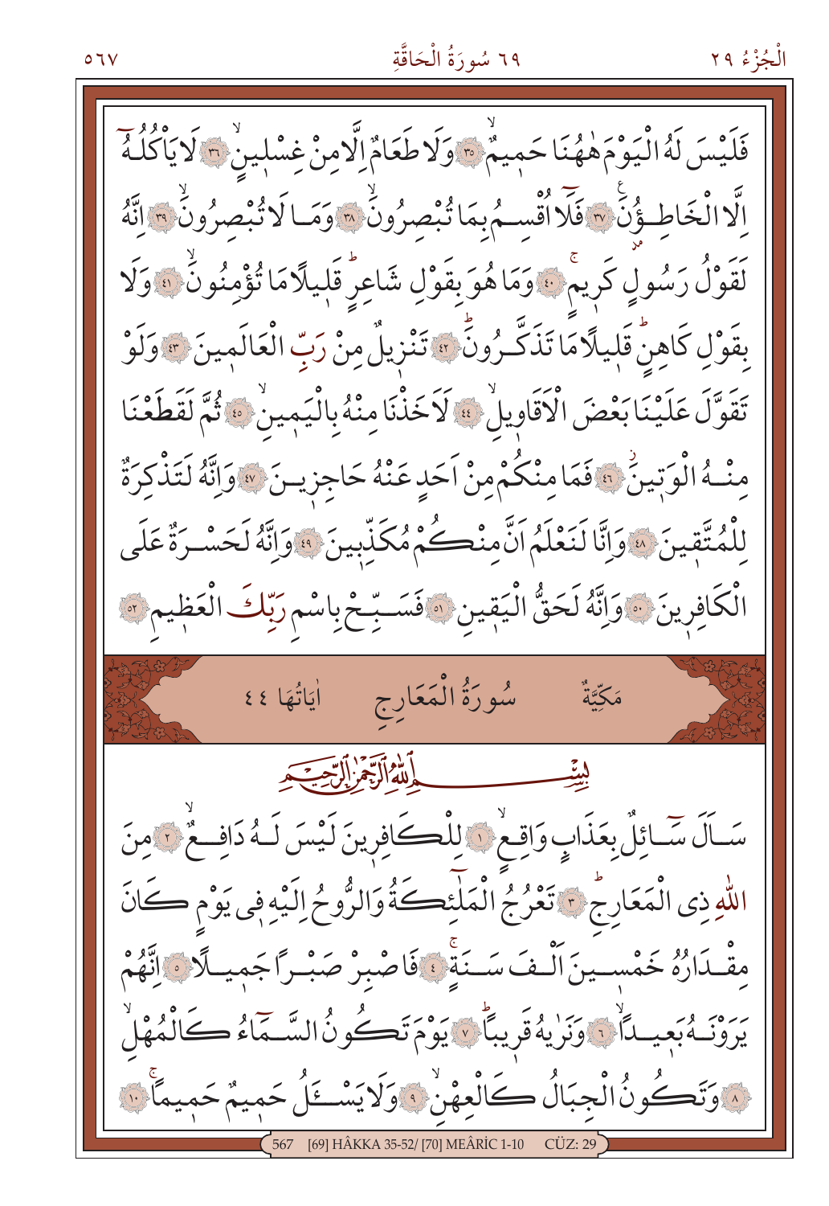فَلَيْسَ لَهُ الْيَوْمَ هٰهُنَا حَمِيمٌۙ ﴿٣٥﴾ وَلَا طَعَامٌ اِلَّا مِنْ غِسْلِينٍۙ ﴿٣٦﴾ لَا يَأْكُلُهُٓ اِلَّا الْخَاطِؤُ۫نَ ﴿٣٧﴾ فَلَٓا اُقْسِمُ بِمَا تُبْصِرُونَۙ ﴿٣٨﴾ وَمَا لَا تُبْصِرُونَۙ ﴿٣٩﴾ اِنَّهُ لَقَوْلُ رَسُولٍ كَرِيمٍۚ ﴿٤٠﴾ وَمَا هُوَ بِقَوْلِ شَاعِرٍۜ قَلِيلًا مَا تُؤْمِنُونَۙ ﴿٤١﴾ وَلَا بِقَوْلِ كَاهِنٍۜ قَلِيلًا مَا تَذَكَّرُونَۜ ﴿٤٢﴾ تَنْزِيلٌ مِنْ رَبِّ الْعَالَمِينَ ﴿٤٣﴾ وَلَوْ تَقَوَّلَ عَلَيْنَا بَعْضَ الْاَقَاوِيلِۙ ﴿٤٤﴾ لَاَخَذْنَا مِنْهُ بِالْيَمِينِۙ ﴿٤٥﴾ ثُمَّ لَقَطَعْنَا مِنْهُ الْوَتِينَۘ ﴿٤٦﴾ فَمَا مِنْكُمْ مِنْ اَحَدٍ عَنْهُ حَاجِزِينَ ﴿٤٧﴾ وَاِنَّهُ لَتَذْكِرَةٌ لِلْمُتَّقِينَ ﴿٤٨﴾ وَاِنَّا لَنَعْلَمُ اَنَّ مِنْكُمْ مُكَذِّبِينَ ﴿٤٩﴾ وَاِنَّهُ لَحَسْرَةٌ عَلَى الْكَافِرِينَ ﴿٥٠﴾ وَاِنَّهُ لَحَقُّ الْيَقِينِ ﴿٥١﴾ فَسَبِّحْ بِاسْمِ رَبِّكَ الْعَظِيمِ ﴿٥٢﴾

## مَكِّيَّةٌ — سُورَةُ الْمَعَارِجِ — اٰيَاتُهَا ٤٤

بِسْمِ اللّٰهِ الرَّحْمٰنِ الرَّح۪يمِ

سَاَلَ سَٓائِلٌ بِعَذَابٍ وَاقِعٍۙ ﴿١﴾ لِلْكَافِرِينَ لَيْسَ لَهُ دَافِعٌۙ ﴿٢﴾ مِنَ اللّٰهِ ذِي الْمَعَارِجِۜ ﴿٣﴾ تَعْرُجُ الْمَلٰٓئِكَةُ وَالرُّوحُ اِلَيْهِ ف۪ي يَوْمٍ كَانَ مِقْدَارُهُ خَمْسِينَ اَلْفَ سَنَةٍۚ ﴿٤﴾ فَاصْبِرْ صَبْرًا جَمِيلًا ﴿٥﴾ اِنَّهُمْ يَرَوْنَهُ بَعِيدًاۙ ﴿٦﴾ وَنَرٰيهُ قَرِيبًاۜ ﴿٧﴾ يَوْمَ تَكُونُ السَّمَٓاءُ كَالْمُهْلِۙ ﴿٨﴾ وَتَكُونُ الْجِبَالُ كَالْعِهْنِۙ ﴿٩﴾ وَلَا يَسْـَٔلُ حَمِيمٌ حَمِيمًاۚ ﴿١٠﴾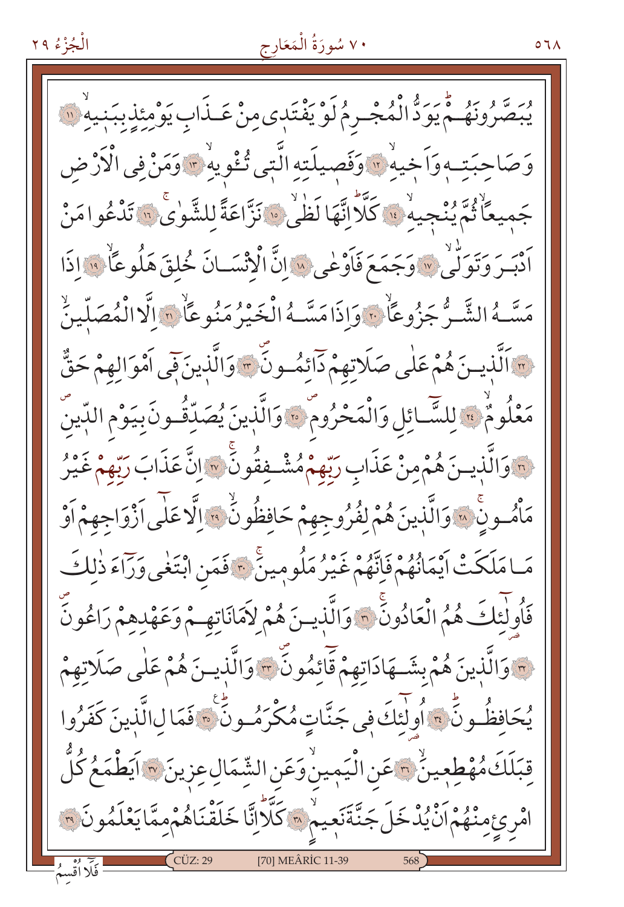يُبَصَّرُونَهُمْ يَوَدُّ الْمُجْرِمُ لَوْ يَفْتَدٖى مِنْ عَذَابِ يَوْمِئِذٍ بِبَنٖيهِ ﴿١١﴾ وَصَاحِبَتِهٖ وَاَخٖيهِ ﴿١٢﴾ وَفَصٖيلَتِهِ الَّتٖى تُـْٔوٖيهِ ﴿١٣﴾ وَمَنْ فِى الْاَرْضِ جَمٖيعًا ثُمَّ يُنْجٖيهِ ﴿١٤﴾ كَلَّا اِنَّهَا لَظٰى ﴿١٥﴾ نَزَّاعَةً لِلشَّوٰى ﴿١٦﴾ تَدْعُوا مَنْ اَدْبَرَ وَتَوَلّٰى ﴿١٧﴾ وَجَمَعَ فَاَوْعٰى ﴿١٨﴾ اِنَّ الْاِنْسَانَ خُلِقَ هَلُوعًا ﴿١٩﴾ اِذَا مَسَّهُ الشَّرُّ جَزُوعًا ﴿٢٠﴾ وَاِذَا مَسَّهُ الْخَيْرُ مَنُوعًا ﴿٢١﴾ اِلَّا الْمُصَلّٖينَ ﴿٢٢﴾ اَلَّذٖينَ هُمْ عَلٰى صَلَاتِهِمْ دَٓائِمُونَ ﴿٢٣﴾ وَالَّذٖينَ فٖٓى اَمْوَالِهِمْ حَقٌّ مَعْلُومٌ ﴿٢٤﴾ لِلسَّٓائِلِ وَالْمَحْرُومِ ﴿٢٥﴾ وَالَّذٖينَ يُصَدِّقُونَ بِيَوْمِ الدّٖينِ ﴿٢٦﴾ وَالَّذٖينَ هُمْ مِنْ عَذَابِ رَبِّهِمْ مُشْفِقُونَ ﴿٢٧﴾ اِنَّ عَذَابَ رَبِّهِمْ غَيْرُ مَاْمُونٍ ﴿٢٨﴾ وَالَّذٖينَ هُمْ لِفُرُوجِهِمْ حَافِظُونَ ﴿٢٩﴾ اِلَّا عَلٰٓى اَزْوَاجِهِمْ اَوْ مَا مَلَكَتْ اَيْمَانُهُمْ فَاِنَّهُمْ غَيْرُ مَلُومٖينَ ﴿٣٠﴾ فَمَنِ ابْتَغٰى وَرَٓاءَ ذٰلِكَ فَاُو۬لٰٓئِكَ هُمُ الْعَادُونَ ﴿٣١﴾ وَالَّذٖينَ هُمْ لِاَمَانَاتِهِمْ وَعَهْدِهِمْ رَاعُونَ ﴿٣٢﴾ وَالَّذٖينَ هُمْ بِشَهَادَاتِهِمْ قَٓائِمُونَ ﴿٣٣﴾ وَالَّذٖينَ هُمْ عَلٰى صَلَاتِهِمْ يُحَافِظُونَ ﴿٣٤﴾ اُو۬لٰٓئِكَ فٖى جَنَّاتٍ مُكْرَمُونَ ﴿٣٥﴾ فَمَا لِ الَّذٖينَ كَفَرُوا قِبَلَكَ مُهْطِعٖينَ ﴿٣٦﴾ عَنِ الْيَمٖينِ وَعَنِ الشِّمَالِ عِزٖينَ ﴿٣٧﴾ اَيَطْمَعُ كُلُّ امْرِئٍ مِنْهُمْ اَنْ يُدْخَلَ جَنَّةَ نَعٖيمٍ ﴿٣٨﴾ كَلَّا اِنَّا خَلَقْنَاهُمْ مِمَّا يَعْلَمُونَ ﴿٣٩﴾

فَلَٓا اُقْسِمُ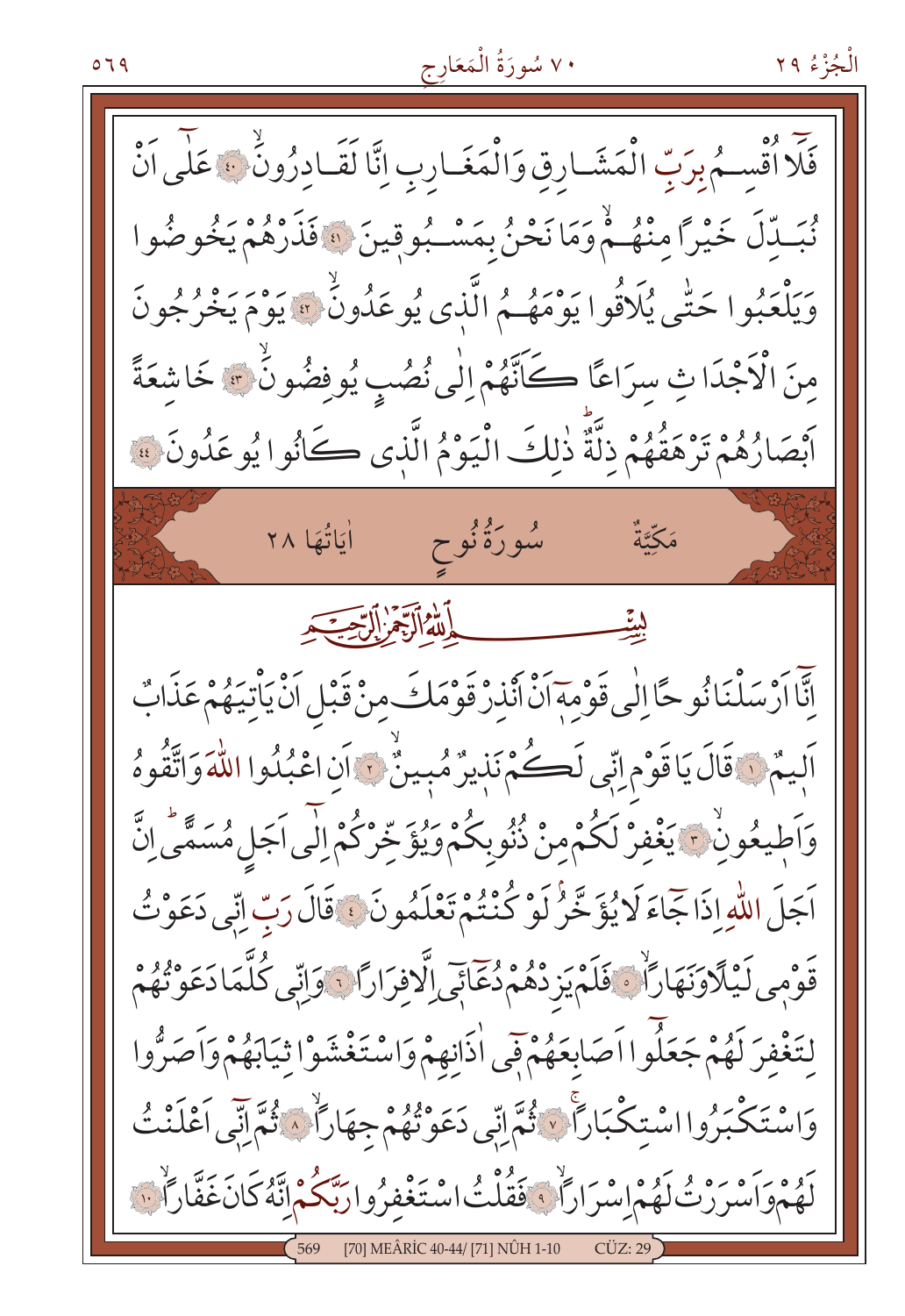فَلَٓا اُقْسِمُ بِرَبِّ الْمَشَارِقِ وَالْمَغَارِبِ اِنَّا لَقَادِرُونَۙ ﴿٤٠﴾ عَلٰٓى اَنْ نُبَدِّلَ خَيْرًا مِنْهُمْۙ وَمَا نَحْنُ بِمَسْبُوقِينَ ﴿٤١﴾ فَذَرْهُمْ يَخُوضُوا وَيَلْعَبُوا حَتّٰى يُلَاقُوا يَوْمَهُمُ الَّذ۪ي يُوعَدُونَۙ ﴿٤٢﴾ يَوْمَ يَخْرُجُونَ مِنَ الْاَجْدَاثِ سِرَاعًا كَاَنَّهُمْ اِلٰى نُصُبٍ يُوفِضُونَۙ ﴿٤٣﴾ خَاشِعَةً اَبْصَارُهُمْ تَرْهَقُهُمْ ذِلَّةٌۜ ذٰلِكَ الْيَوْمُ الَّذ۪ي كَانُوا يُوعَدُونَ ﴿٤٤﴾

## مَكِّيَّةٌ سُورَةُ نُوحٍ اٰيَاتُهَا ٢٨

بِسْمِ اللّٰهِ الرَّحْمٰنِ الرَّح۪يمِ

اِنَّٓا اَرْسَلْنَا نُوحًا اِلٰى قَوْمِه۪ٓ اَنْ اَنْذِرْ قَوْمَكَ مِنْ قَبْلِ اَنْ يَأْتِيَهُمْ عَذَابٌ اَل۪يمٌ ﴿١﴾ قَالَ يَا قَوْمِ اِنّ۪ي لَكُمْ نَذ۪يرٌ مُب۪ينٌۙ ﴿٢﴾ اَنِ اعْبُدُوا اللّٰهَ وَاتَّقُوهُ وَاَط۪يعُونِۙ ﴿٣﴾ يَغْفِرْ لَكُمْ مِنْ ذُنُوبِكُمْ وَيُؤَخِّرْكُمْ اِلٰٓى اَجَلٍ مُسَمًّىۜ اِنَّ اَجَلَ اللّٰهِ اِذَا جَٓاءَ لَا يُؤَخَّرُۢ لَوْ كُنْتُمْ تَعْلَمُونَ ﴿٤﴾ قَالَ رَبِّ اِنّ۪ي دَعَوْتُ قَوْم۪ي لَيْلًا وَنَهَارًاۙ ﴿٥﴾ فَلَمْ يَزِدْهُمْ دُعَٓائ۪ٓي اِلَّا فِرَارًا ﴿٦﴾ وَاِنّ۪ي كُلَّمَا دَعَوْتُهُمْ لِتَغْفِرَ لَهُمْ جَعَلُٓوا اَصَابِعَهُمْ ف۪ٓي اٰذَانِهِمْ وَاسْتَغْشَوْا ثِيَابَهُمْ وَاَصَرُّوا وَاسْتَكْبَرُوا اسْتِكْبَارًاۚ ﴿٧﴾ ثُمَّ اِنّ۪ي دَعَوْتُهُمْ جِهَارًاۙ ﴿٨﴾ ثُمَّ اِنّ۪ٓي اَعْلَنْتُ لَهُمْ وَاَسْرَرْتُ لَهُمْ اِسْرَارًاۙ ﴿٩﴾ فَقُلْتُ اسْتَغْفِرُوا رَبَّكُمْ اِنَّهُ كَانَ غَفَّارًاۙ ﴿١٠﴾

[70] MEÂRİC 40-44/ [71] NÛH 1-10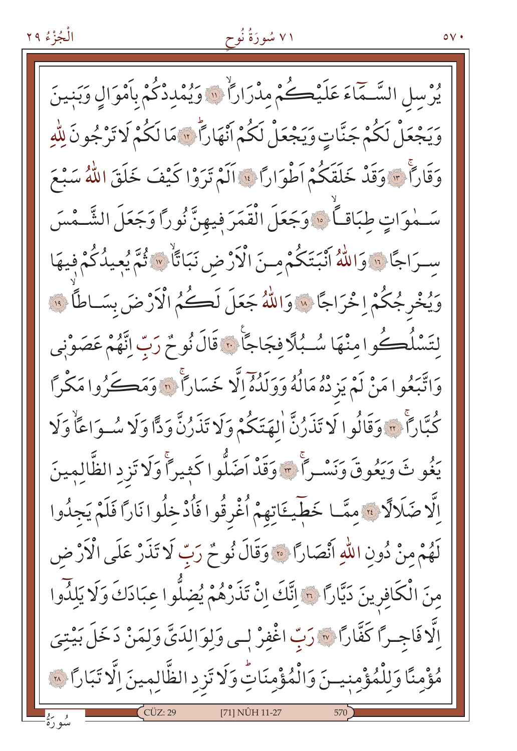يُرْسِلِ السَّمَٓاءَ عَلَيْكُمْ مِدْرَاراًۙ ﴿١١﴾ وَيُمْدِدْكُمْ بِاَمْوَالٍ وَبَنٖينَ وَيَجْعَلْ لَكُمْ جَنَّاتٍ وَيَجْعَلْ لَكُمْ اَنْهَاراًۜ ﴿١٢﴾ مَا لَكُمْ لَا تَرْجُونَ لِلّٰهِ وَقَاراًۚ ﴿١٣﴾ وَقَدْ خَلَقَكُمْ اَطْوَاراً ﴿١٤﴾ اَلَمْ تَرَوْا كَيْفَ خَلَقَ اللّٰهُ سَبْعَ سَمٰوَاتٍ طِبَاقاًۙ ﴿١٥﴾ وَجَعَلَ الْقَمَرَ فٖيهِنَّ نُوراً وَجَعَلَ الشَّمْسَ سِرَاجاً ﴿١٦﴾ وَاللّٰهُ اَنْبَتَكُمْ مِنَ الْاَرْضِ نَبَاتاًۙ ﴿١٧﴾ ثُمَّ يُعٖيدُكُمْ فٖيهَا وَيُخْرِجُكُمْ اِخْرَاجاً ﴿١٨﴾ وَاللّٰهُ جَعَلَ لَكُمُ الْاَرْضَ بِسَاطاًۙ ﴿١٩﴾ لِتَسْلُكُوا مِنْهَا سُبُلاً فِجَاجاًۙ ﴿٢٠﴾ قَالَ نُوحٌ رَبِّ اِنَّهُمْ عَصَوْنٖي وَاتَّبَعُوا مَنْ لَمْ يَزِدْهُ مَالُهُ وَوَلَدُهُٓ اِلَّا خَسَاراًۚ ﴿٢١﴾ وَمَكَرُوا مَكْراً كُبَّاراًۚ ﴿٢٢﴾ وَقَالُوا لَا تَذَرُنَّ اٰلِهَتَكُمْ وَلَا تَذَرُنَّ وَدًّا وَلَا سُوَاعاًۙ وَلَا يَغُوثَ وَيَعُوقَ وَنَسْراًۚ ﴿٢٣﴾ وَقَدْ اَضَلُّوا كَثٖيراًۚ وَلَا تَزِدِ الظَّالِمٖينَ اِلَّا ضَلَالاً ﴿٢٤﴾ مِمَّا خَطٖٓيـَٔاتِهِمْ اُغْرِقُوا فَاُدْخِلُوا نَاراً فَلَمْ يَجِدُوا لَهُمْ مِنْ دُونِ اللّٰهِ اَنْصَاراً ﴿٢٥﴾ وَقَالَ نُوحٌ رَبِّ لَا تَذَرْ عَلَى الْاَرْضِ مِنَ الْكَافِرٖينَ دَيَّاراً ﴿٢٦﴾ اِنَّكَ اِنْ تَذَرْهُمْ يُضِلُّوا عِبَادَكَ وَلَا يَلِدُٓوا اِلَّا فَاجِراً كَفَّاراً ﴿٢٧﴾ رَبِّ اغْفِرْ لٖي وَلِوَالِدَيَّ وَلِمَنْ دَخَلَ بَيْتِيَ مُؤْمِناً وَلِلْمُؤْمِنٖينَ وَالْمُؤْمِنَاتِۜ وَلَا تَزِدِ الظَّالِمٖينَ اِلَّا تَبَاراً ﴿٢٨﴾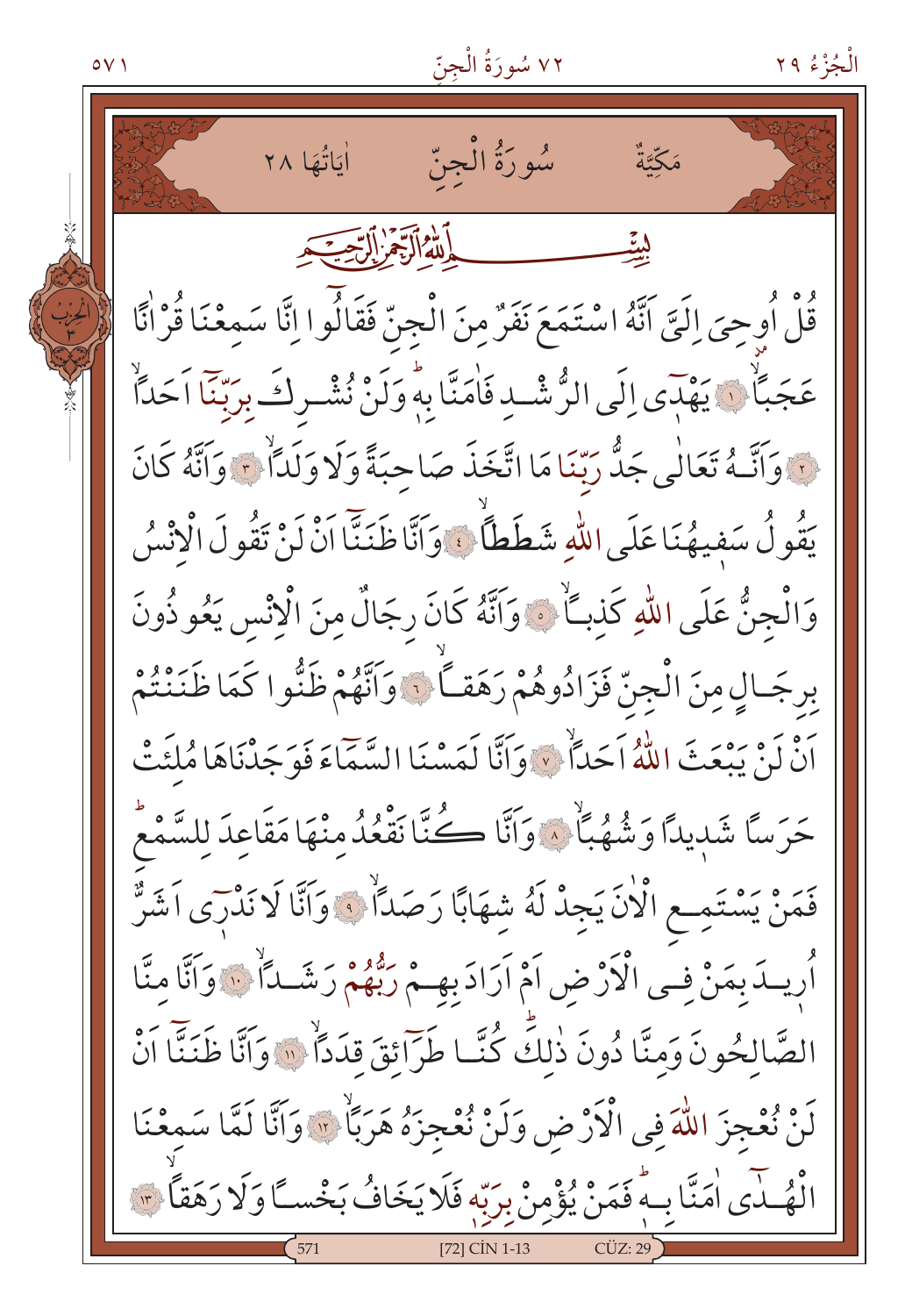# سُورَةُ الْجِنِّ

مَكِّيَّةٌ — اٰيَاتُهَا ٢٨

بِسْمِ اللّٰهِ الرَّحْمٰنِ الرَّحِيمِ

قُلْ اُوحِيَ اِلَيَّ اَنَّهُ اسْتَمَعَ نَفَرٌ مِنَ الْجِنِّ فَقَالُوا اِنَّا سَمِعْنَا قُرْاٰنًا عَجَبًاۙ ﴿١﴾ يَهْدِي اِلَى الرُّشْدِ فَاٰمَنَّا بِهٖۜ وَلَنْ نُشْرِكَ بِرَبِّنَا اَحَدًاۙ ﴿٢﴾ وَاَنَّهُ تَعَالٰى جَدُّ رَبِّنَا مَا اتَّخَذَ صَاحِبَةً وَلَا وَلَدًاۙ ﴿٣﴾ وَاَنَّهُ كَانَ يَقُولُ سَفِيهُنَا عَلَى اللّٰهِ شَطَطًاۙ ﴿٤﴾ وَاَنَّا ظَنَنَّا اَنْ لَنْ تَقُولَ الْاِنْسُ وَالْجِنُّ عَلَى اللّٰهِ كَذِبًاۙ ﴿٥﴾ وَاَنَّهُ كَانَ رِجَالٌ مِنَ الْاِنْسِ يَعُوذُونَ بِرِجَالٍ مِنَ الْجِنِّ فَزَادُوهُمْ رَهَقًاۙ ﴿٦﴾ وَاَنَّهُمْ ظَنُّوا كَمَا ظَنَنْتُمْ اَنْ لَنْ يَبْعَثَ اللّٰهُ اَحَدًاۙ ﴿٧﴾ وَاَنَّا لَمَسْنَا السَّمَاءَ فَوَجَدْنَاهَا مُلِئَتْ حَرَسًا شَدِيدًا وَشُهُبًاۙ ﴿٨﴾ وَاَنَّا كُنَّا نَقْعُدُ مِنْهَا مَقَاعِدَ لِلسَّمْعِۜ فَمَنْ يَسْتَمِعِ الْاٰنَ يَجِدْ لَهُ شِهَابًا رَصَدًاۙ ﴿٩﴾ وَاَنَّا لَا نَدْرِي اَشَرٌّ اُرِيدَ بِمَنْ فِي الْاَرْضِ اَمْ اَرَادَ بِهِمْ رَبُّهُمْ رَشَدًاۙ ﴿١٠﴾ وَاَنَّا مِنَّا الصَّالِحُونَ وَمِنَّا دُونَ ذٰلِكَۜ كُنَّا طَرَائِقَ قِدَدًاۙ ﴿١١﴾ وَاَنَّا ظَنَنَّا اَنْ لَنْ نُعْجِزَ اللّٰهَ فِي الْاَرْضِ وَلَنْ نُعْجِزَهُ هَرَبًاۙ ﴿١٢﴾ وَاَنَّا لَمَّا سَمِعْنَا الْهُدٰى اٰمَنَّا بِهٖۜ فَمَنْ يُؤْمِنْ بِرَبِّهٖ فَلَا يَخَافُ بَخْسًا وَلَا رَهَقًاۙ ﴿١٣﴾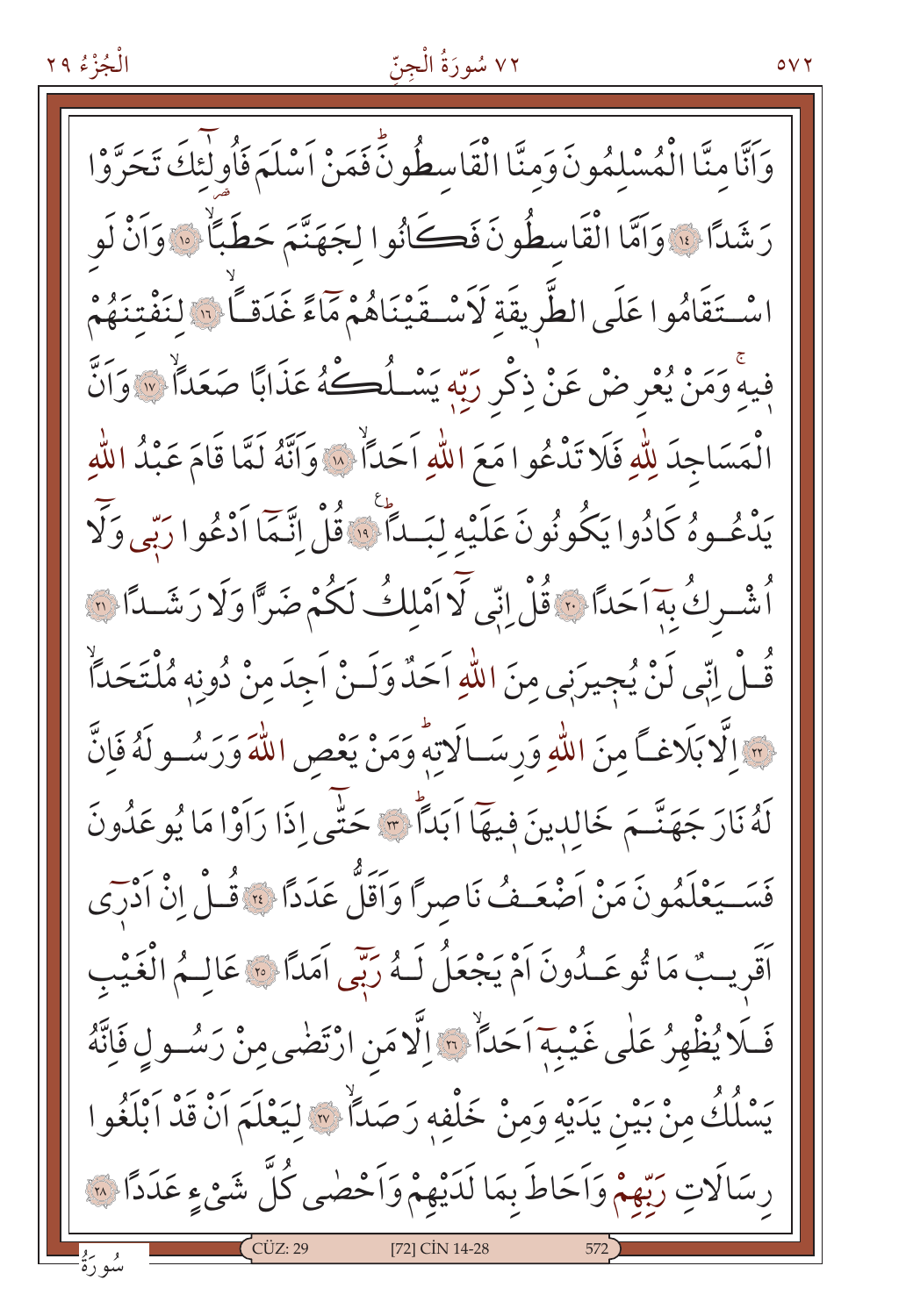وَاَنَّا مِنَّا الْمُسْلِمُونَ وَمِنَّا الْقَاسِطُونَۜ فَمَنْ اَسْلَمَ فَاُو۬لٰٓئِكَ تَحَرَّوْا رَشَدًا ﴿١٤﴾ وَاَمَّا الْقَاسِطُونَ فَكَانُوا لِجَهَنَّمَ حَطَبًاۙ ﴿١٥﴾ وَاَنْ لَوِ اسْتَقَامُوا عَلَى الطَّرِيقَةِ لَاَسْقَيْنَاهُمْ مَٓاءً غَدَقًاۙ ﴿١٦﴾ لِنَفْتِنَهُمْ فِيهِۜ وَمَنْ يُعْرِضْ عَنْ ذِكْرِ رَبِّهِ يَسْلُكْهُ عَذَابًا صَعَدًاۙ ﴿١٧﴾ وَاَنَّ الْمَسَاجِدَ لِلّٰهِ فَلَا تَدْعُوا مَعَ اللّٰهِ اَحَدًاۙ ﴿١٨﴾ وَاَنَّهُ لَمَّا قَامَ عَبْدُ اللّٰهِ يَدْعُوهُ كَادُوا يَكُونُونَ عَلَيْهِ لِبَدًاۜ ﴿١٩﴾ قُلْ اِنَّمَٓا اَدْعُوا رَبّ۪ي وَلَٓا اُشْرِكُ بِه۪ٓ اَحَدًا ﴿٢٠﴾ قُلْ اِنّ۪ي لَٓا اَمْلِكُ لَكُمْ ضَرًّا وَلَا رَشَدًا ﴿٢١﴾ قُلْ اِنّ۪ي لَنْ يُج۪يرَن۪ي مِنَ اللّٰهِ اَحَدٌ وَلَنْ اَجِدَ مِنْ دُونِه۪ مُلْتَحَدًاۙ ﴿٢٢﴾ اِلَّا بَلَاغًا مِنَ اللّٰهِ وَرِسَالَاتِه۪ۜ وَمَنْ يَعْصِ اللّٰهَ وَرَسُولَهُ فَاِنَّ لَهُ نَارَ جَهَنَّمَ خَالِد۪ينَ ف۪يهَٓا اَبَدًاۜ ﴿٢٣﴾ حَتّٰٓى اِذَا رَاَوْا مَا يُوعَدُونَ فَسَيَعْلَمُونَ مَنْ اَضْعَفُ نَاصِرًا وَاَقَلُّ عَدَدًا ﴿٢٤﴾ قُلْ اِنْ اَدْر۪ٓي اَقَر۪يبٌ مَا تُوعَدُونَ اَمْ يَجْعَلُ لَهُ رَبّ۪ٓي اَمَدًا ﴿٢٥﴾ عَالِمُ الْغَيْبِ فَلَا يُظْهِرُ عَلٰى غَيْبِه۪ٓ اَحَدًاۙ ﴿٢٦﴾ اِلَّا مَنِ ارْتَضٰى مِنْ رَسُولٍ فَاِنَّهُ يَسْلُكُ مِنْ بَيْنِ يَدَيْهِ وَمِنْ خَلْفِه۪ رَصَدًاۙ ﴿٢٧﴾ لِيَعْلَمَ اَنْ قَدْ اَبْلَغُوا رِسَالَاتِ رَبِّهِمْ وَاَحَاطَ بِمَا لَدَيْهِمْ وَاَحْصٰى كُلَّ شَيْءٍ عَدَدًا ﴿٢٨﴾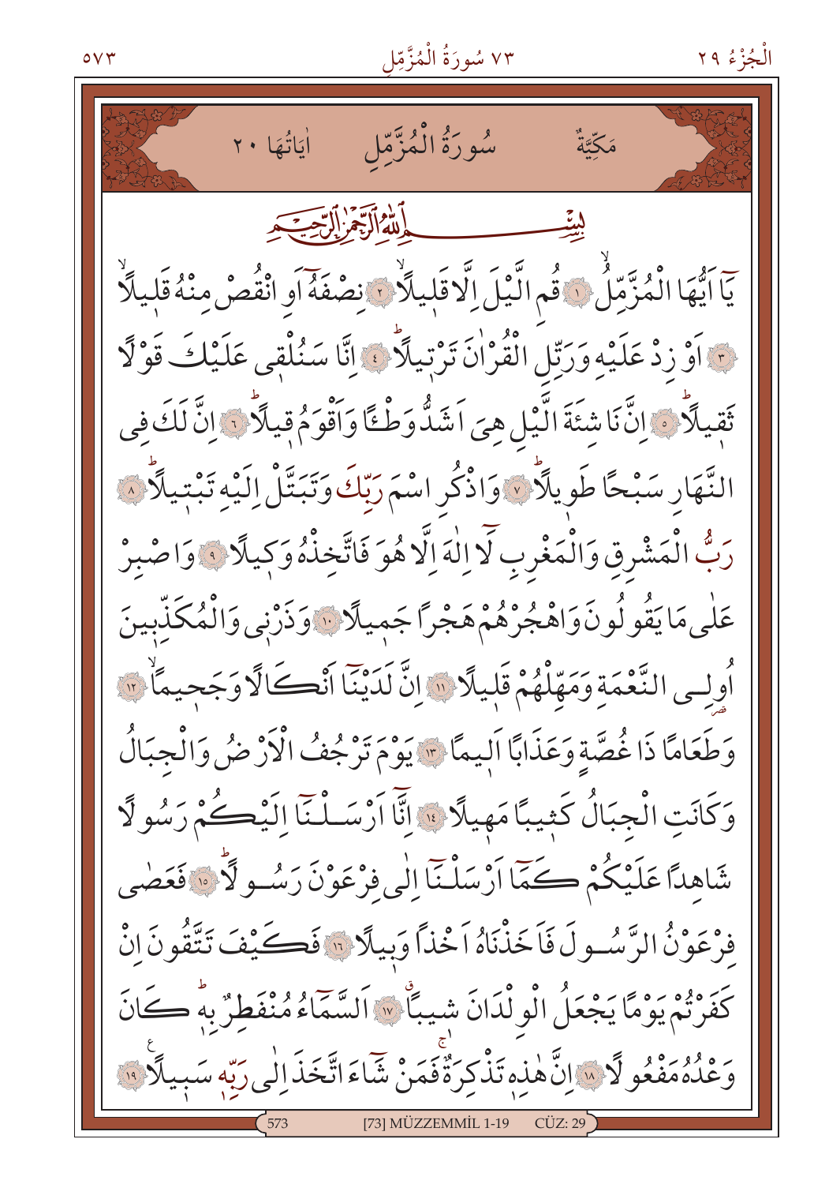# سُورَةُ الْمُزَّمِّلِ

مَكِّيَّةٌ — اٰيَاتُهَا ٢٠

بِسْمِ اللّٰهِ الرَّحْمٰنِ الرَّح۪يمِ

يَٓا اَيُّهَا الْمُزَّمِّلُۙ ﴿١﴾ قُمِ الَّيْلَ اِلَّا قَل۪يلاًۙ ﴿٢﴾ نِصْفَهُٓ اَوِ انْقُصْ مِنْهُ قَل۪يلاًۙ ﴿٣﴾ اَوْ زِدْ عَلَيْهِ وَرَتِّلِ الْقُرْاٰنَ تَرْت۪يلاًؕ ﴿٤﴾ اِنَّا سَنُلْق۪ي عَلَيْكَ قَوْلاً ثَق۪يلاًؕ ﴿٥﴾ اِنَّ نَاشِئَةَ الَّيْلِ هِيَ اَشَدُّ وَطْـٔاً وَاَقْوَمُ ق۪يلاًؕ ﴿٦﴾ اِنَّ لَكَ فِي النَّهَارِ سَبْحاً طَو۪يلاًؕ ﴿٧﴾ وَاذْكُرِ اسْمَ رَبِّكَ وَتَبَتَّلْ اِلَيْهِ تَبْت۪يلاًؕ ﴿٨﴾ رَبُّ الْمَشْرِقِ وَالْمَغْرِبِ لَٓا اِلٰهَ اِلَّا هُوَ فَاتَّخِذْهُ وَك۪يلاً ﴿٩﴾ وَاصْبِرْ عَلٰى مَا يَقُولُونَ وَاهْجُرْهُمْ هَجْراً جَم۪يلاً ﴿١٠﴾ وَذَرْن۪ي وَالْمُكَذِّب۪ينَ اُو۬لِي النَّعْمَةِ وَمَهِّلْهُمْ قَل۪يلاً ﴿١١﴾ اِنَّ لَدَيْنَٓا اَنْكَالاً وَجَح۪يماًۙ ﴿١٢﴾ وَطَعَاماً ذَا غُصَّةٍ وَعَذَاباً اَل۪يماً ﴿١٣﴾ يَوْمَ تَرْجُفُ الْاَرْضُ وَالْجِبَالُ وَكَانَتِ الْجِبَالُ كَث۪يباً مَه۪يلاً ﴿١٤﴾ اِنَّٓا اَرْسَلْنَٓا اِلَيْكُمْ رَسُولاً شَاهِداً عَلَيْكُمْ كَمَٓا اَرْسَلْنَٓا اِلٰى فِرْعَوْنَ رَسُولاًؕ ﴿١٥﴾ فَعَصٰى فِرْعَوْنُ الرَّسُولَ فَاَخَذْنَاهُ اَخْذاً وَب۪يلاً ﴿١٦﴾ فَكَيْفَ تَتَّقُونَ اِنْ كَفَرْتُمْ يَوْماً يَجْعَلُ الْوِلْدَانَ ش۪يباًۗ ﴿١٧﴾ اَلسَّمَٓاءُ مُنْفَطِرٌ بِه۪ؕ كَانَ وَعْدُهُ مَفْعُولاً ﴿١٨﴾ اِنَّ هٰذِه۪ تَذْكِرَةٌۚ فَمَنْ شَٓاءَ اتَّخَذَ اِلٰى رَبِّه۪ سَب۪يلاً ﴿١٩﴾

[73] MÜZZEMMİL 1-19 — CÜZ: 29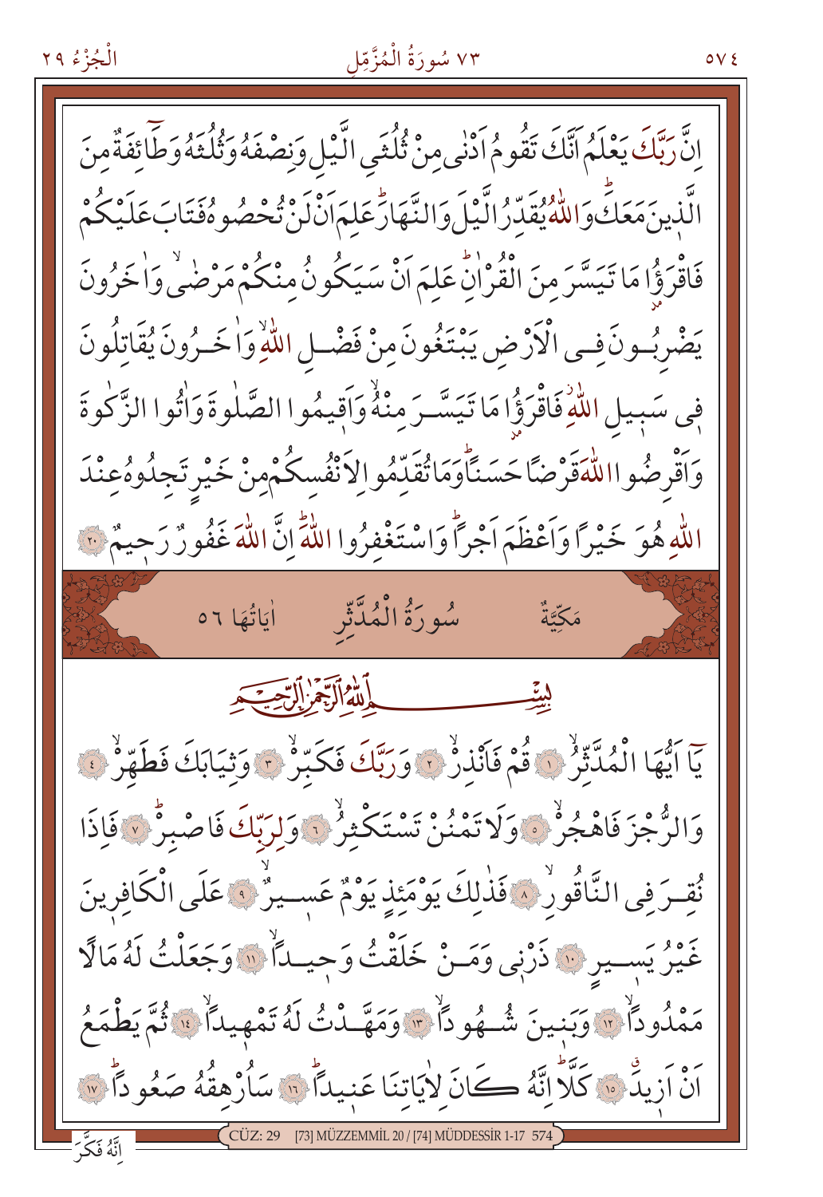اِنَّ رَبَّكَ يَعْلَمُ اَنَّكَ تَقُومُ اَدْنٰى مِنْ ثُلُثَيِ الَّيْلِ وَنِصْفَهُ وَثُلُثَهُ وَطَٓائِفَةٌ مِنَ الَّذٖينَ مَعَكَؕ وَاللّٰهُ يُقَدِّرُ الَّيْلَ وَالنَّهَارَؕ عَلِمَ اَنْ لَنْ تُحْصُوهُ فَتَابَ عَلَيْكُمْ فَاقْرَؤُا مَا تَيَسَّرَ مِنَ الْقُرْاٰنِؕ عَلِمَ اَنْ سَيَكُونُ مِنْكُمْ مَرْضٰىۙ وَاٰخَرُونَ يَضْرِبُونَ فِي الْاَرْضِ يَبْتَغُونَ مِنْ فَضْلِ اللّٰهِۙ وَاٰخَرُونَ يُقَاتِلُونَ فٖي سَبٖيلِ اللّٰهِۘ فَاقْرَؤُا مَا تَيَسَّرَ مِنْهُۙ وَاَقٖيمُوا الصَّلٰوةَ وَاٰتُوا الزَّكٰوةَ وَاَقْرِضُوا اللّٰهَ قَرْضاً حَسَناًؕ وَمَا تُقَدِّمُوا لِاَنْفُسِكُمْ مِنْ خَيْرٍ تَجِدُوهُ عِنْدَ اللّٰهِ هُوَ خَيْراً وَاَعْظَمَ اَجْراًؕ وَاسْتَغْفِرُوا اللّٰهَؕ اِنَّ اللّٰهَ غَفُورٌ رَحٖيمٌ ﴿٢٠﴾

## مَكِّيَّةٌ — سُورَةُ الْمُدَّثِّرِ — اٰيَاتُهَا ٥٦

بِسْمِ اللّٰهِ الرَّحْمٰنِ الرَّحٖيمِ

يَٓا اَيُّهَا الْمُدَّثِّرُۙ ﴿١﴾ قُمْ فَاَنْذِرْۙ ﴿٢﴾ وَرَبَّكَ فَكَبِّرْۙ ﴿٣﴾ وَثِيَابَكَ فَطَهِّرْۙ ﴿٤﴾ وَالرُّجْزَ فَاهْجُرْۙ ﴿٥﴾ وَلَا تَمْنُنْ تَسْتَكْثِرُۙ ﴿٦﴾ وَلِرَبِّكَ فَاصْبِرْؕ ﴿٧﴾ فَاِذَا نُقِرَ فِي النَّاقُورِۙ ﴿٨﴾ فَذٰلِكَ يَوْمَئِذٍ يَوْمٌ عَسٖيرٌۙ ﴿٩﴾ عَلَى الْكَافِرٖينَ غَيْرُ يَسٖيرٍ ﴿١٠﴾ ذَرْنٖي وَمَنْ خَلَقْتُ وَحٖيداًۙ ﴿١١﴾ وَجَعَلْتُ لَهُ مَالاً مَمْدُوداًۙ ﴿١٢﴾ وَبَنٖينَ شُهُوداًۙ ﴿١٣﴾ وَمَهَّدْتُ لَهُ تَمْهٖيداًۙ ﴿١٤﴾ ثُمَّ يَطْمَعُ اَنْ اَزٖيدَۗ ﴿١٥﴾ كَلَّاؕ اِنَّهُ كَانَ لِاٰيَاتِنَا عَنٖيداًؕ ﴿١٦﴾ سَاُرْهِقُهُ صَعُوداًؕ ﴿١٧﴾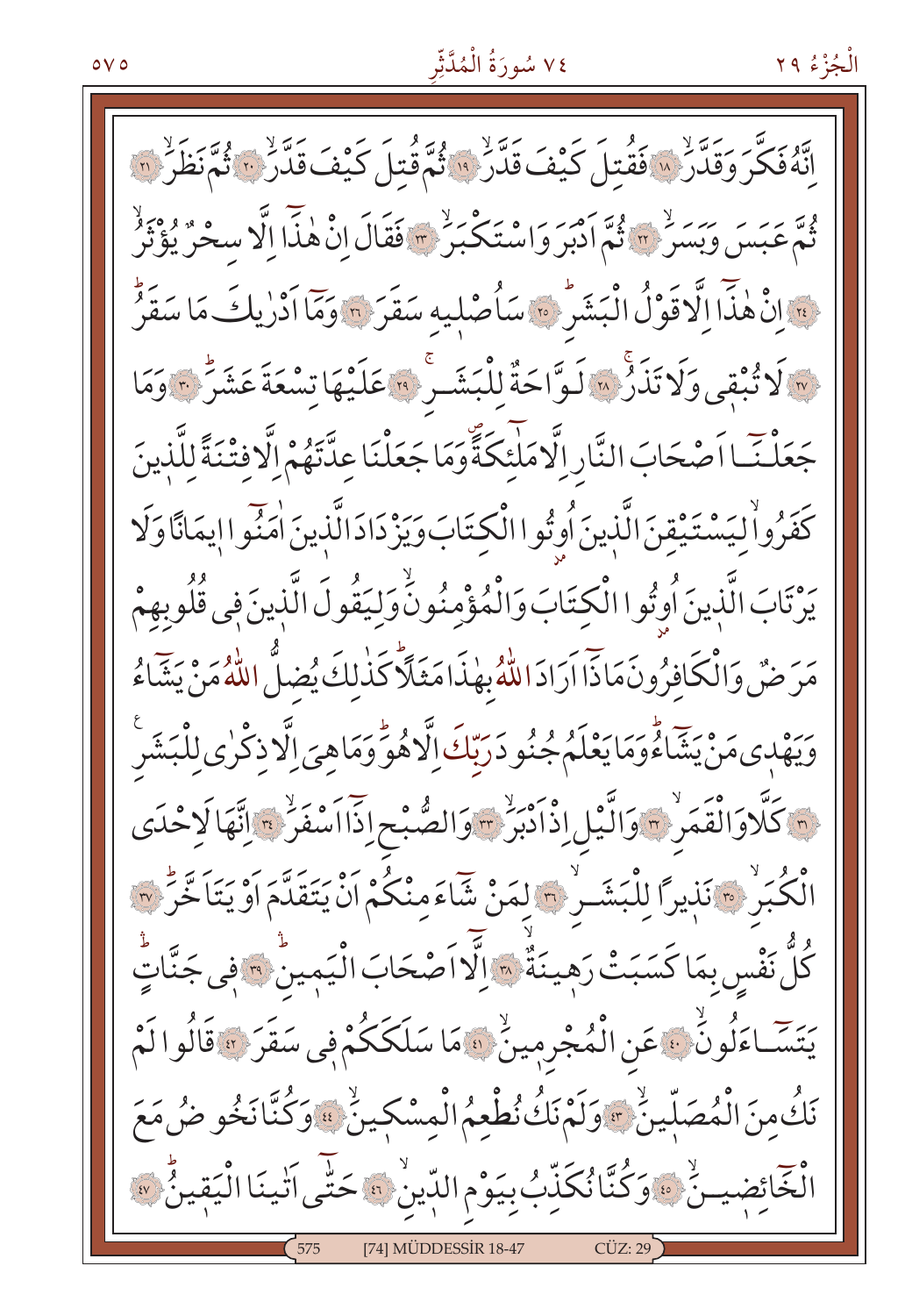إِنَّهُ فَكَّرَ وَقَدَّرَۙ ﴿١٨﴾ فَقُتِلَ كَيْفَ قَدَّرَۙ ﴿١٩﴾ ثُمَّ قُتِلَ كَيْفَ قَدَّرَۙ ﴿٢٠﴾ ثُمَّ نَظَرَۙ ﴿٢١﴾
ثُمَّ عَبَسَ وَبَسَرَۙ ﴿٢٢﴾ ثُمَّ اَدْبَرَ وَاسْتَكْبَرَۙ ﴿٢٣﴾ فَقَالَ اِنْ هٰذَٓا اِلَّا سِحْرٌ يُؤْثَرُۙ
﴿٢٤﴾ اِنْ هٰذَٓا اِلَّا قَوْلُ الْبَشَرِۜ ﴿٢٥﴾ سَاُصْلِيهِ سَقَرَ ﴿٢٦﴾ وَمَٓا اَدْرٰيكَ مَا سَقَرُۜ
﴿٢٧﴾ لَا تُبْقِي وَلَا تَذَرُۚ ﴿٢٨﴾ لَوَّاحَةٌ لِلْبَشَرِۚ ﴿٢٩﴾ عَلَيْهَا تِسْعَةَ عَشَرَۜ ﴿٣٠﴾ وَمَا
جَعَلْنَٓا اَصْحَابَ النَّارِ اِلَّا مَلٰٓئِكَةًۖ وَمَا جَعَلْنَا عِدَّتَهُمْ اِلَّا فِتْنَةً لِلَّذِينَ
كَفَرُواۙ لِيَسْتَيْقِنَ الَّذِينَ اُوتُوا الْكِتَابَ وَيَزْدَادَ الَّذِينَ اٰمَنُٓوا اِيمَانًا وَلَا
يَرْتَابَ الَّذِينَ اُوتُوا الْكِتَابَ وَالْمُؤْمِنُونَۙ وَلِيَقُولَ الَّذِينَ فِي قُلُوبِهِمْ
مَرَضٌ وَالْكَافِرُونَ مَاذَٓا اَرَادَ اللّٰهُ بِهٰذَا مَثَلًاۜ كَذٰلِكَ يُضِلُّ اللّٰهُ مَنْ يَشَٓاءُ
وَيَهْدِي مَنْ يَشَٓاءُۜ وَمَا يَعْلَمُ جُنُودَ رَبِّكَ اِلَّا هُوَۜ وَمَا هِيَ اِلَّا ذِكْرٰى لِلْبَشَرِ
﴿٣١﴾ كَلَّا وَالْقَمَرِۙ ﴿٣٢﴾ وَالَّيْلِ اِذْ اَدْبَرَۙ ﴿٣٣﴾ وَالصُّبْحِ اِذَٓا اَسْفَرَۙ ﴿٣٤﴾ اِنَّهَا لَاِحْدَى
الْكُبَرِۙ ﴿٣٥﴾ نَذِيرًا لِلْبَشَرِۙ ﴿٣٦﴾ لِمَنْ شَٓاءَ مِنْكُمْ اَنْ يَتَقَدَّمَ اَوْ يَتَاَخَّرَۜ ﴿٣٧﴾
كُلُّ نَفْسٍ بِمَا كَسَبَتْ رَهِينَةٌۙ ﴿٣٨﴾ اِلَّٓا اَصْحَابَ الْيَمِينِۜ ﴿٣٩﴾ فِي جَنَّاتٍۜ
يَتَسَٓاءَلُونَۙ ﴿٤٠﴾ عَنِ الْمُجْرِمِينَۙ ﴿٤١﴾ مَا سَلَكَكُمْ فِي سَقَرَ ﴿٤٢﴾ قَالُوا لَمْ
نَكُ مِنَ الْمُصَلِّينَۙ ﴿٤٣﴾ وَلَمْ نَكُ نُطْعِمُ الْمِسْكِينَۙ ﴿٤٤﴾ وَكُنَّا نَخُوضُ مَعَ
الْخَٓائِضِينَۙ ﴿٤٥﴾ وَكُنَّا نُكَذِّبُ بِيَوْمِ الدِّينِۙ ﴿٤٦﴾ حَتّٰٓى اَتٰينَا الْيَقِينُۜ ﴿٤٧﴾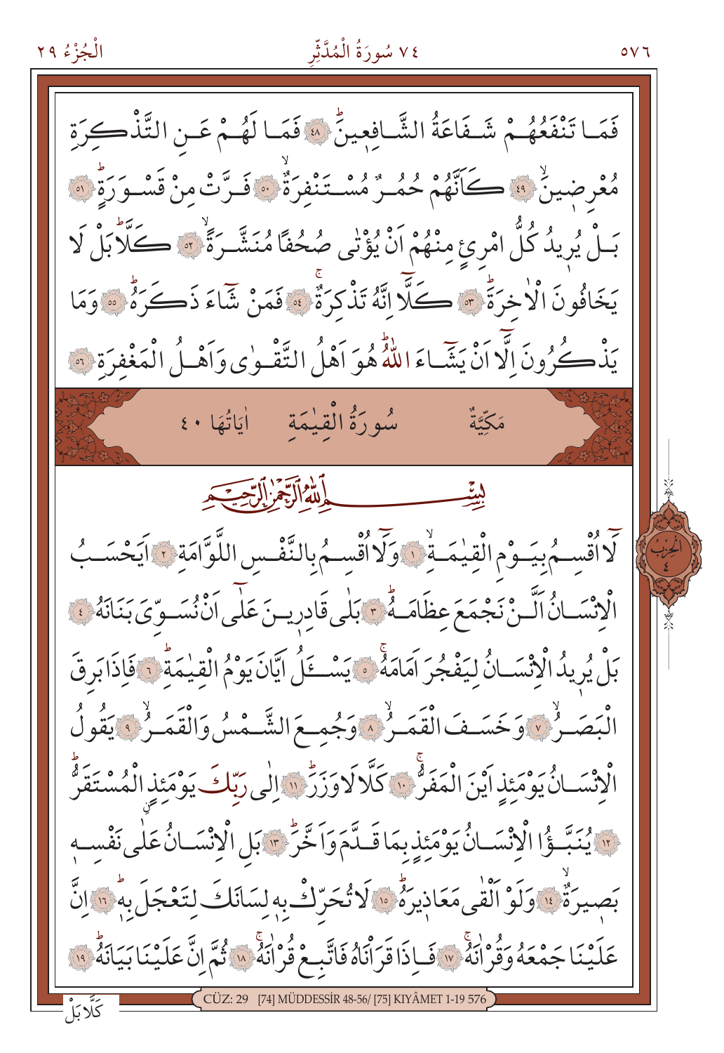فَمَا تَنْفَعُهُمْ شَفَاعَةُ الشَّافِعِينَۜ ﴿٤٨﴾ فَمَا لَهُمْ عَنِ التَّذْكِرَةِ مُعْرِضِينَۙ ﴿٤٩﴾ كَاَنَّهُمْ حُمُرٌ مُسْتَنْفِرَةٌۙ ﴿٥٠﴾ فَرَّتْ مِنْ قَسْوَرَةٍۜ ﴿٥١﴾ بَلْ يُرِيدُ كُلُّ امْرِئٍ مِنْهُمْ اَنْ يُؤْتٰى صُحُفًا مُنَشَّرَةًۙ ﴿٥٢﴾ كَلَّاۜ بَلْ لَا يَخَافُونَ الْاٰخِرَةَۜ ﴿٥٣﴾ كَلَّا اِنَّهُ تَذْكِرَةٌۚ ﴿٥٤﴾ فَمَنْ شَاءَ ذَكَرَهُۜ ﴿٥٥﴾ وَمَا يَذْكُرُونَ اِلَّا اَنْ يَشَاءَ اللّٰهُۜ هُوَ اَهْلُ التَّقْوٰى وَاَهْلُ الْمَغْفِرَةِ ﴿٥٦﴾

## سُورَةُ الْقِيٰمَةِ — مَكِّيَّةٌ — اٰيَاتُهَا ٤٠

بِسْمِ اللّٰهِ الرَّحْمٰنِ الرَّح۪يمِ

لَٓا اُقْسِمُ بِيَوْمِ الْقِيٰمَةِۙ ﴿١﴾ وَلَٓا اُقْسِمُ بِالنَّفْسِ اللَّوَّامَةِ ﴿٢﴾ اَيَحْسَبُ الْاِنْسَانُ اَلَّنْ نَجْمَعَ عِظَامَهُۜ ﴿٣﴾ بَلٰى قَادِر۪ينَ عَلٰٓى اَنْ نُسَوِّيَ بَنَانَهُ ﴿٤﴾ بَلْ يُر۪يدُ الْاِنْسَانُ لِيَفْجُرَ اَمَامَهُۚ ﴿٥﴾ يَسْـَٔلُ اَيَّانَ يَوْمُ الْقِيٰمَةِۜ ﴿٦﴾ فَاِذَا بَرِقَ الْبَصَرُۙ ﴿٧﴾ وَخَسَفَ الْقَمَرُۙ ﴿٨﴾ وَجُمِعَ الشَّمْسُ وَالْقَمَرُۙ ﴿٩﴾ يَقُولُ الْاِنْسَانُ يَوْمَئِذٍ اَيْنَ الْمَفَرُّۚ ﴿١٠﴾ كَلَّا لَا وَزَرَۜ ﴿١١﴾ اِلٰى رَبِّكَ يَوْمَئِذٍ الْمُسْتَقَرُّۜ ﴿١٢﴾ يُنَبَّؤُا الْاِنْسَانُ يَوْمَئِذٍ بِمَا قَدَّمَ وَاَخَّرَۜ ﴿١٣﴾ بَلِ الْاِنْسَانُ عَلٰى نَفْسِه۪ بَص۪يرَةٌۙ ﴿١٤﴾ وَلَوْ اَلْقٰى مَعَاذ۪يرَهُۜ ﴿١٥﴾ لَا تُحَرِّكْ بِه۪ لِسَانَكَ لِتَعْجَلَ بِه۪ۜ ﴿١٦﴾ اِنَّ عَلَيْنَا جَمْعَهُ وَقُرْاٰنَهُۚ ﴿١٧﴾ فَاِذَا قَرَاْنَاهُ فَاتَّبِعْ قُرْاٰنَهُۚ ﴿١٨﴾ ثُمَّ اِنَّ عَلَيْنَا بَيَانَهُۜ ﴿١٩﴾

كَلَّا بَلْ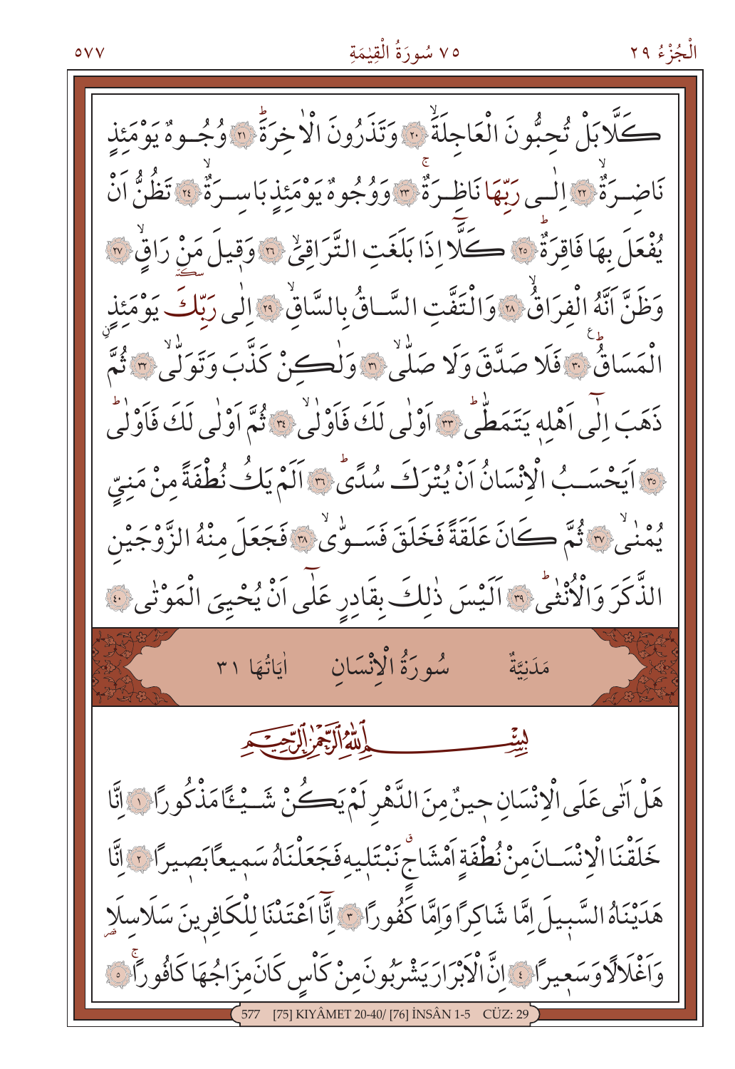كَلَّا بَلْ تُحِبُّونَ الْعَاجِلَةَۙ ﴿٢٠﴾ وَتَذَرُونَ الْاٰخِرَةَؕ ﴿٢١﴾ وُجُوهٌ يَوْمَئِذٍ نَاضِرَةٌۙ ﴿٢٢﴾ اِلٰى رَبِّهَا نَاظِرَةٌۚ ﴿٢٣﴾ وَوُجُوهٌ يَوْمَئِذٍ بَاسِرَةٌۙ ﴿٢٤﴾ تَظُنُّ اَنْ يُفْعَلَ بِهَا فَاقِرَةٌؕ ﴿٢٥﴾ كَلَّا اِذَا بَلَغَتِ التَّرَاقِيَۙ ﴿٢٦﴾ وَقِيلَ مَنْ رَاقٍۙ ﴿٢٧﴾ وَظَنَّ اَنَّهُ الْفِرَاقُۙ ﴿٢٨﴾ وَالْتَفَّتِ السَّاقُ بِالسَّاقِۙ ﴿٢٩﴾ اِلٰى رَبِّكَ يَوْمَئِذٍ الْمَسَاقُؕ ﴿٣٠﴾ فَلَا صَدَّقَ وَلَا صَلّٰىۙ ﴿٣١﴾ وَلٰكِنْ كَذَّبَ وَتَوَلّٰىۙ ﴿٣٢﴾ ثُمَّ ذَهَبَ اِلٰٓى اَهْلِهِ يَتَمَطّٰىؕ ﴿٣٣﴾ اَوْلٰى لَكَ فَاَوْلٰىۙ ﴿٣٤﴾ ثُمَّ اَوْلٰى لَكَ فَاَوْلٰىؕ ﴿٣٥﴾ اَيَحْسَبُ الْاِنْسَانُ اَنْ يُتْرَكَ سُدًىؕ ﴿٣٦﴾ اَلَمْ يَكُ نُطْفَةً مِنْ مَنِيٍّ يُمْنٰىۙ ﴿٣٧﴾ ثُمَّ كَانَ عَلَقَةً فَخَلَقَ فَسَوّٰىۙ ﴿٣٨﴾ فَجَعَلَ مِنْهُ الزَّوْجَيْنِ الذَّكَرَ وَالْاُنْثٰىؕ ﴿٣٩﴾ اَلَيْسَ ذٰلِكَ بِقَادِرٍ عَلٰٓى اَنْ يُحْيِيَ الْمَوْتٰى ﴿٤٠﴾

## مَدَنِيَّةٌ — سُورَةُ الْاِنْسَانِ — اٰيَاتُهَا ٣١

بِسْمِ اللّٰهِ الرَّحْمٰنِ الرَّحِيمِ

هَلْ اَتٰى عَلَى الْاِنْسَانِ حِينٌ مِنَ الدَّهْرِ لَمْ يَكُنْ شَيْـًٔا مَذْكُورًا ﴿١﴾ اِنَّا خَلَقْنَا الْاِنْسَانَ مِنْ نُطْفَةٍ اَمْشَاجٍۗ نَبْتَلِيهِ فَجَعَلْنَاهُ سَمِيعًا بَصِيرًا ﴿٢﴾ اِنَّا هَدَيْنَاهُ السَّبِيلَ اِمَّا شَاكِرًا وَاِمَّا كَفُورًا ﴿٣﴾ اِنَّٓا اَعْتَدْنَا لِلْكَافِرِينَ سَلَاسِلَا وَاَغْلَالًا وَسَعِيرًا ﴿٤﴾ اِنَّ الْاَبْرَارَ يَشْرَبُونَ مِنْ كَاْسٍ كَانَ مِزَاجُهَا كَافُورًاۚ ﴿٥﴾

577 [75] KIYÂMET 20-40/ [76] İNSÂN 1-5 CÜZ: 29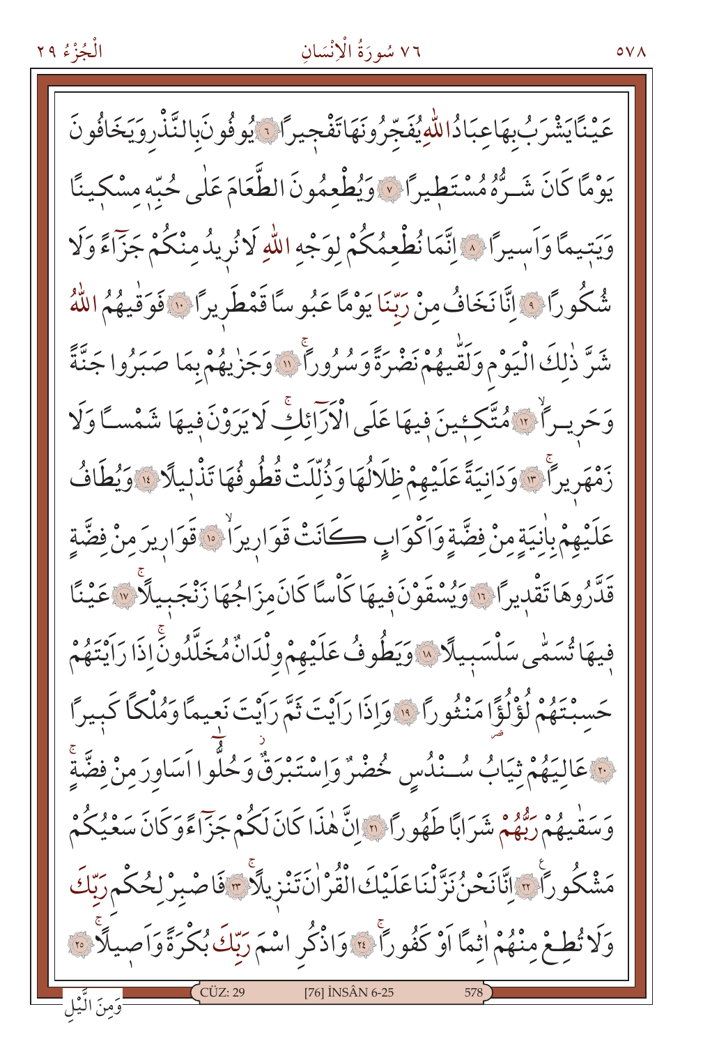عَيْنًا يَشْرَبُ بِهَا عِبَادُ اللّٰهِ يُفَجِّرُونَهَا تَفْج۪يرًا ﴿٦﴾ يُوفُونَ بِالنَّذْرِ وَيَخَافُونَ يَوْمًا كَانَ شَرُّهُ مُسْتَط۪يرًا ﴿٧﴾ وَيُطْعِمُونَ الطَّعَامَ عَلٰى حُبِّه۪ مِسْك۪ينًا وَيَت۪يمًا وَاَس۪يرًا ﴿٨﴾ اِنَّمَا نُطْعِمُكُمْ لِوَجْهِ اللّٰهِ لَا نُر۪يدُ مِنْكُمْ جَزَٓاءً وَلَا شُكُورًا ﴿٩﴾ اِنَّا نَخَافُ مِنْ رَبِّنَا يَوْمًا عَبُوسًا قَمْطَر۪يرًا ﴿١٠﴾ فَوَقٰيهُمُ اللّٰهُ شَرَّ ذٰلِكَ الْيَوْمِ وَلَقّٰيهُمْ نَضْرَةً وَسُرُورًاۚ ﴿١١﴾ وَجَزٰيهُمْ بِمَا صَبَرُوا جَنَّةً وَحَر۪يرًاۙ ﴿١٢﴾ مُتَّكِـ۪ٔينَ ف۪يهَا عَلَى الْاَرَٓائِكِۚ لَا يَرَوْنَ ف۪يهَا شَمْسًا وَلَا زَمْهَر۪يرًاۚ ﴿١٣﴾ وَدَانِيَةً عَلَيْهِمْ ظِلَالُهَا وَذُلِّلَتْ قُطُوفُهَا تَذْل۪يلًا ﴿١٤﴾ وَيُطَافُ عَلَيْهِمْ بِاٰنِيَةٍ مِنْ فِضَّةٍ وَاَكْوَابٍ كَانَتْ قَوَار۪يرَاۙ ﴿١٥﴾ قَوَار۪يرَ مِنْ فِضَّةٍ قَدَّرُوهَا تَقْد۪يرًا ﴿١٦﴾ وَيُسْقَوْنَ ف۪يهَا كَاْسًا كَانَ مِزَاجُهَا زَنْجَب۪يلًاۚ ﴿١٧﴾ عَيْنًا ف۪يهَا تُسَمّٰى سَلْسَب۪يلًا ﴿١٨﴾ وَيَطُوفُ عَلَيْهِمْ وِلْدَانٌ مُخَلَّدُونَۚ اِذَا رَاَيْتَهُمْ حَسِبْتَهُمْ لُؤْلُؤًا مَنْثُورًا ﴿١٩﴾ وَاِذَا رَاَيْتَ ثَمَّ رَاَيْتَ نَع۪يمًا وَمُلْكًا كَب۪يرًا ﴿٢٠﴾ عَالِيَهُمْ ثِيَابُ سُنْدُسٍ خُضْرٌ وَاِسْتَبْرَقٌۘ وَحُلُّوا اَسَاوِرَ مِنْ فِضَّةٍۚ وَسَقٰيهُمْ رَبُّهُمْ شَرَابًا طَهُورًا ﴿٢١﴾ اِنَّ هٰذَا كَانَ لَكُمْ جَزَٓاءً وَكَانَ سَعْيُكُمْ مَشْكُورًا ﴿٢٢﴾ اِنَّا نَحْنُ نَزَّلْنَا عَلَيْكَ الْقُرْاٰنَ تَنْز۪يلًاۚ ﴿٢٣﴾ فَاصْبِرْ لِحُكْمِ رَبِّكَ وَلَا تُطِعْ مِنْهُمْ اٰثِمًا اَوْ كَفُورًاۚ ﴿٢٤﴾ وَاذْكُرِ اسْمَ رَبِّكَ بُكْرَةً وَاَص۪يلًاۚ ﴿٢٥﴾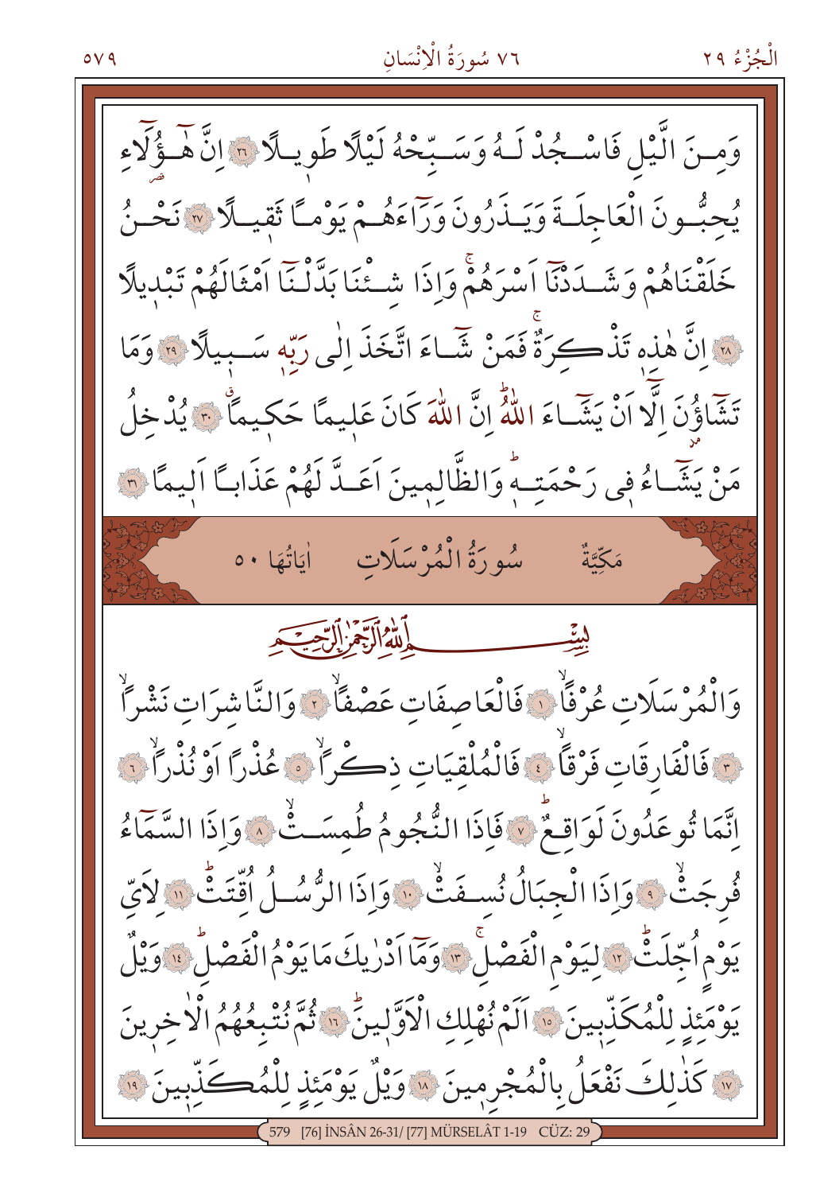وَمِنَ الَّيْلِ فَاسْجُدْ لَهُ وَسَبِّحْهُ لَيْلًا طَوِيلًا ﴿٢٦﴾ اِنَّ هٰۤؤُلَاۤءِ يُحِبُّونَ الْعَاجِلَةَ وَيَذَرُونَ وَرَاۤءَهُمْ يَوْمًا ثَقِيلًا ﴿٢٧﴾ نَحْنُ خَلَقْنَاهُمْ وَشَدَدْنَاۤ اَسْرَهُمْ وَاِذَا شِئْنَا بَدَّلْنَاۤ اَمْثَالَهُمْ تَبْدِيلًا ﴿٢٨﴾ اِنَّ هٰذِهٖ تَذْكِرَةٌ فَمَنْ شَاۤءَ اتَّخَذَ اِلٰى رَبِّهٖ سَبِيلًا ﴿٢٩﴾ وَمَا تَشَاۤؤُنَ اِلَّاۤ اَنْ يَشَاۤءَ اللّٰهُ اِنَّ اللّٰهَ كَانَ عَلِيمًا حَكِيمًا ﴿٣٠﴾ يُدْخِلُ مَنْ يَشَاۤءُ فٖى رَحْمَتِهٖ وَالظَّالِمِينَ اَعَدَّ لَهُمْ عَذَابًا اَلِيمًا ﴿٣١﴾

## مَكِّيَّةٌ — سُورَةُ الْمُرْسَلَاتِ — اٰيَاتُهَا ٥٠

بِسْمِ اللّٰهِ الرَّحْمٰنِ الرَّحِيمِ

وَالْمُرْسَلَاتِ عُرْفًا ﴿١﴾ فَالْعَاصِفَاتِ عَصْفًا ﴿٢﴾ وَالنَّاشِرَاتِ نَشْرًا ﴿٣﴾ فَالْفَارِقَاتِ فَرْقًا ﴿٤﴾ فَالْمُلْقِيَاتِ ذِكْرًا ﴿٥﴾ عُذْرًا اَوْ نُذْرًا ﴿٦﴾ اِنَّمَا تُوعَدُونَ لَوَاقِعٌ ﴿٧﴾ فَاِذَا النُّجُومُ طُمِسَتْ ﴿٨﴾ وَاِذَا السَّمَاۤءُ فُرِجَتْ ﴿٩﴾ وَاِذَا الْجِبَالُ نُسِفَتْ ﴿١٠﴾ وَاِذَا الرُّسُلُ اُقِّتَتْ ﴿١١﴾ لِاَىِّ يَوْمٍ اُجِّلَتْ ﴿١٢﴾ لِيَوْمِ الْفَصْلِ ﴿١٣﴾ وَمَاۤ اَدْرٰيكَ مَا يَوْمُ الْفَصْلِ ﴿١٤﴾ وَيْلٌ يَوْمَئِذٍ لِلْمُكَذِّبِينَ ﴿١٥﴾ اَلَمْ نُهْلِكِ الْاَوَّلِينَ ﴿١٦﴾ ثُمَّ نُتْبِعُهُمُ الْاٰخِرِينَ ﴿١٧﴾ كَذٰلِكَ نَفْعَلُ بِالْمُجْرِمِينَ ﴿١٨﴾ وَيْلٌ يَوْمَئِذٍ لِلْمُكَذِّبِينَ ﴿١٩﴾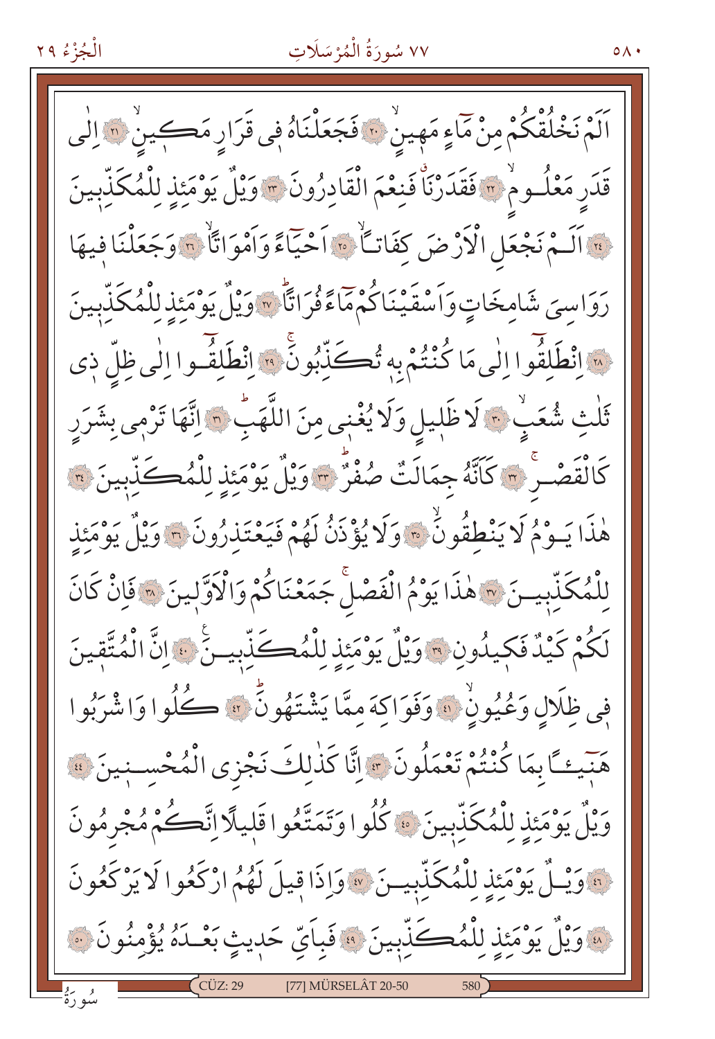اَلَمْ نَخْلُقْكُمْ مِنْ مَٓاءٍ مَهِينٍۙ ﴿٢٠﴾ فَجَعَلْنَاهُ فٖى قَرَارٍ مَكٖينٍۙ ﴿٢١﴾ اِلٰى قَدَرٍ مَعْلُومٍۙ ﴿٢٢﴾ فَقَدَرْنَاۗ فَنِعْمَ الْقَادِرُونَ ﴿٢٣﴾ وَيْلٌ يَوْمَئِذٍ لِلْمُكَذِّبٖينَ ﴿٢٤﴾ اَلَمْ نَجْعَلِ الْاَرْضَ كِفَاتًاۙ ﴿٢٥﴾ اَحْيَٓاءً وَاَمْوَاتًاۙ ﴿٢٦﴾ وَجَعَلْنَا فٖيهَا رَوَاسِىَ شَامِخَاتٍ وَاَسْقَيْنَاكُمْ مَٓاءً فُرَاتًاۜ ﴿٢٧﴾ وَيْلٌ يَوْمَئِذٍ لِلْمُكَذِّبٖينَ ﴿٢٨﴾ اِنْطَلِقُٓوا اِلٰى مَا كُنْتُمْ بِهٖ تُكَذِّبُونَۚ ﴿٢٩﴾ اِنْطَلِقُٓوا اِلٰى ظِلٍّ ذٖى ثَلٰثِ شُعَبٍۙ ﴿٣٠﴾ لَا ظَلٖيلٍ وَلَا يُغْنٖى مِنَ اللَّهَبِۜ ﴿٣١﴾ اِنَّهَا تَرْمٖى بِشَرَرٍ كَالْقَصْرِۚ ﴿٣٢﴾ كَاَنَّهُ جِمَالَتٌ صُفْرٌۜ ﴿٣٣﴾ وَيْلٌ يَوْمَئِذٍ لِلْمُكَذِّبٖينَ ﴿٣٤﴾ هٰذَا يَوْمُ لَا يَنْطِقُونَۙ ﴿٣٥﴾ وَلَا يُؤْذَنُ لَهُمْ فَيَعْتَذِرُونَ ﴿٣٦﴾ وَيْلٌ يَوْمَئِذٍ لِلْمُكَذِّبٖينَ ﴿٣٧﴾ هٰذَا يَوْمُ الْفَصْلِۚ جَمَعْنَاكُمْ وَالْاَوَّلٖينَ ﴿٣٨﴾ فَاِنْ كَانَ لَكُمْ كَيْدٌ فَكٖيدُونِ ﴿٣٩﴾ وَيْلٌ يَوْمَئِذٍ لِلْمُكَذِّبٖينَ۟ ﴿٤٠﴾ اِنَّ الْمُتَّقٖينَ فٖى ظِلَالٍ وَعُيُونٍۙ ﴿٤١﴾ وَفَوَاكِهَ مِمَّا يَشْتَهُونَۜ ﴿٤٢﴾ كُلُوا وَاشْرَبُوا هَنٖٓيئًا بِمَا كُنْتُمْ تَعْمَلُونَ ﴿٤٣﴾ اِنَّا كَذٰلِكَ نَجْزِى الْمُحْسِنٖينَ ﴿٤٤﴾ وَيْلٌ يَوْمَئِذٍ لِلْمُكَذِّبٖينَ ﴿٤٥﴾ كُلُوا وَتَمَتَّعُوا قَلٖيلًا اِنَّكُمْ مُجْرِمُونَ ﴿٤٦﴾ وَيْلٌ يَوْمَئِذٍ لِلْمُكَذِّبٖينَ ﴿٤٧﴾ وَاِذَا قٖيلَ لَهُمُ ارْكَعُوا لَا يَرْكَعُونَ ﴿٤٨﴾ وَيْلٌ يَوْمَئِذٍ لِلْمُكَذِّبٖينَ ﴿٤٩﴾ فَبِاَىِّ حَدٖيثٍ بَعْدَهُ يُؤْمِنُونَ ﴿٥٠﴾